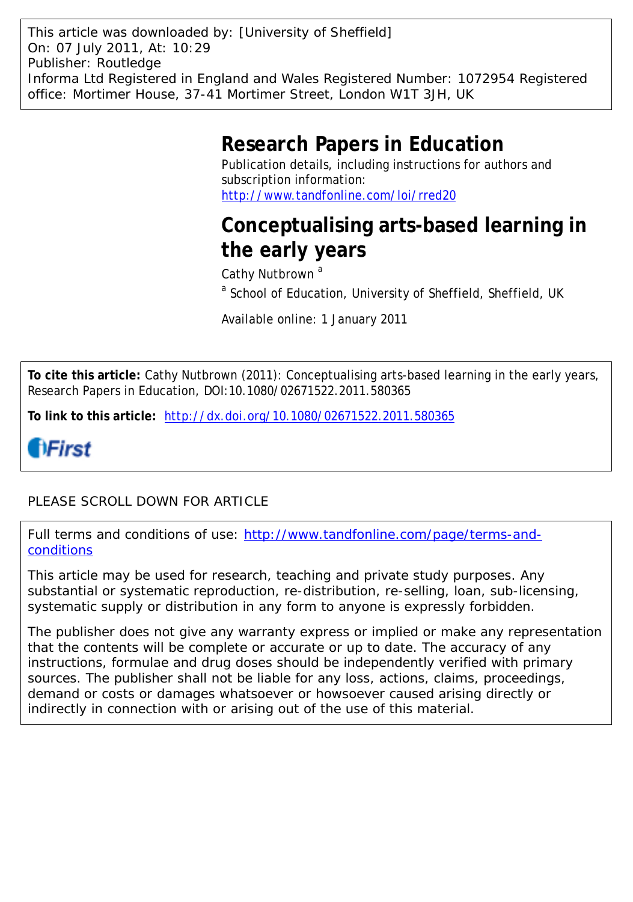This article was downloaded by: [University of Sheffield]
On: 07 July 2011, At: 10:29
Publisher: Routledge
Informa Ltd Registered in England and Wales Registered Number: 1072954 Registered office: Mortimer House, 37-41 Mortimer Street, London W1T 3JH, UK

# Research Papers in Education

Publication details, including instructions for authors and subscription information:
http://www.tandfonline.com/loi/rred20

# Conceptualising arts-based learning in the early years

Cathy Nutbrown [a]

[a] School of Education, University of Sheffield, Sheffield, UK

Available online: 1 January 2011

**To cite this article:** Cathy Nutbrown (2011): Conceptualising arts-based learning in the early years, Research Papers in Education, DOI:10.1080/02671522.2011.580365

**To link to this article:** http://dx.doi.org/10.1080/02671522.2011.580365

PLEASE SCROLL DOWN FOR ARTICLE

Full terms and conditions of use: http://www.tandfonline.com/page/terms-and-conditions

This article may be used for research, teaching and private study purposes. Any substantial or systematic reproduction, re-distribution, re-selling, loan, sub-licensing, systematic supply or distribution in any form to anyone is expressly forbidden.

The publisher does not give any warranty express or implied or make any representation that the contents will be complete or accurate or up to date. The accuracy of any instructions, formulae and drug doses should be independently verified with primary sources. The publisher shall not be liable for any loss, actions, claims, proceedings, demand or costs or damages whatsoever or howsoever caused arising directly or indirectly in connection with or arising out of the use of this material.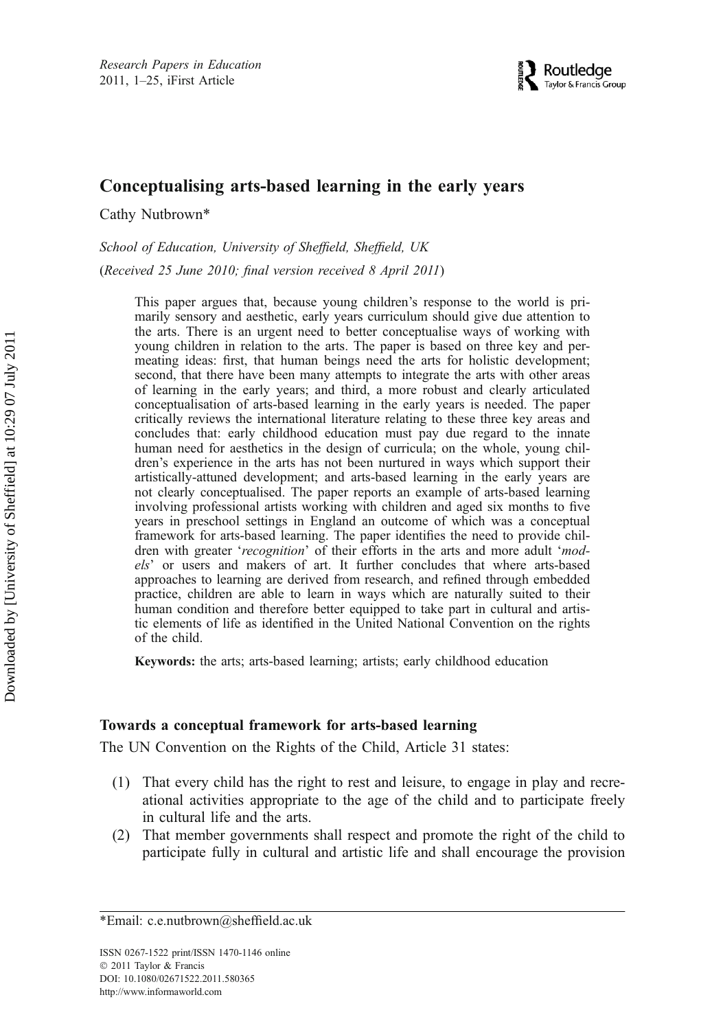# Conceptualising arts-based learning in the early years

Cathy Nutbrown*

*School of Education, University of Sheffield, Sheffield, UK*

(*Received 25 June 2010; final version received 8 April 2011*)

This paper argues that, because young children's response to the world is primarily sensory and aesthetic, early years curriculum should give due attention to the arts. There is an urgent need to better conceptualise ways of working with young children in relation to the arts. The paper is based on three key and permeating ideas: first, that human beings need the arts for holistic development; second, that there have been many attempts to integrate the arts with other areas of learning in the early years; and third, a more robust and clearly articulated conceptualisation of arts-based learning in the early years is needed. The paper critically reviews the international literature relating to these three key areas and concludes that: early childhood education must pay due regard to the innate human need for aesthetics in the design of curricula; on the whole, young children's experience in the arts has not been nurtured in ways which support their artistically-attuned development; and arts-based learning in the early years are not clearly conceptualised. The paper reports an example of arts-based learning involving professional artists working with children and aged six months to five years in preschool settings in England an outcome of which was a conceptual framework for arts-based learning. The paper identifies the need to provide children with greater '*recognition*' of their efforts in the arts and more adult '*models*' or users and makers of art. It further concludes that where arts-based approaches to learning are derived from research, and refined through embedded practice, children are able to learn in ways which are naturally suited to their human condition and therefore better equipped to take part in cultural and artistic elements of life as identified in the United National Convention on the rights of the child.

**Keywords:** the arts; arts-based learning; artists; early childhood education

## Towards a conceptual framework for arts-based learning

The UN Convention on the Rights of the Child, Article 31 states:

(1) That every child has the right to rest and leisure, to engage in play and recreational activities appropriate to the age of the child and to participate freely in cultural life and the arts.

(2) That member governments shall respect and promote the right of the child to participate fully in cultural and artistic life and shall encourage the provision

*Email: c.e.nutbrown@sheffield.ac.uk

ISSN 0267-1522 print/ISSN 1470-1146 online
© 2011 Taylor & Francis
DOI: 10.1080/02671522.2011.580365
http://www.informaworld.com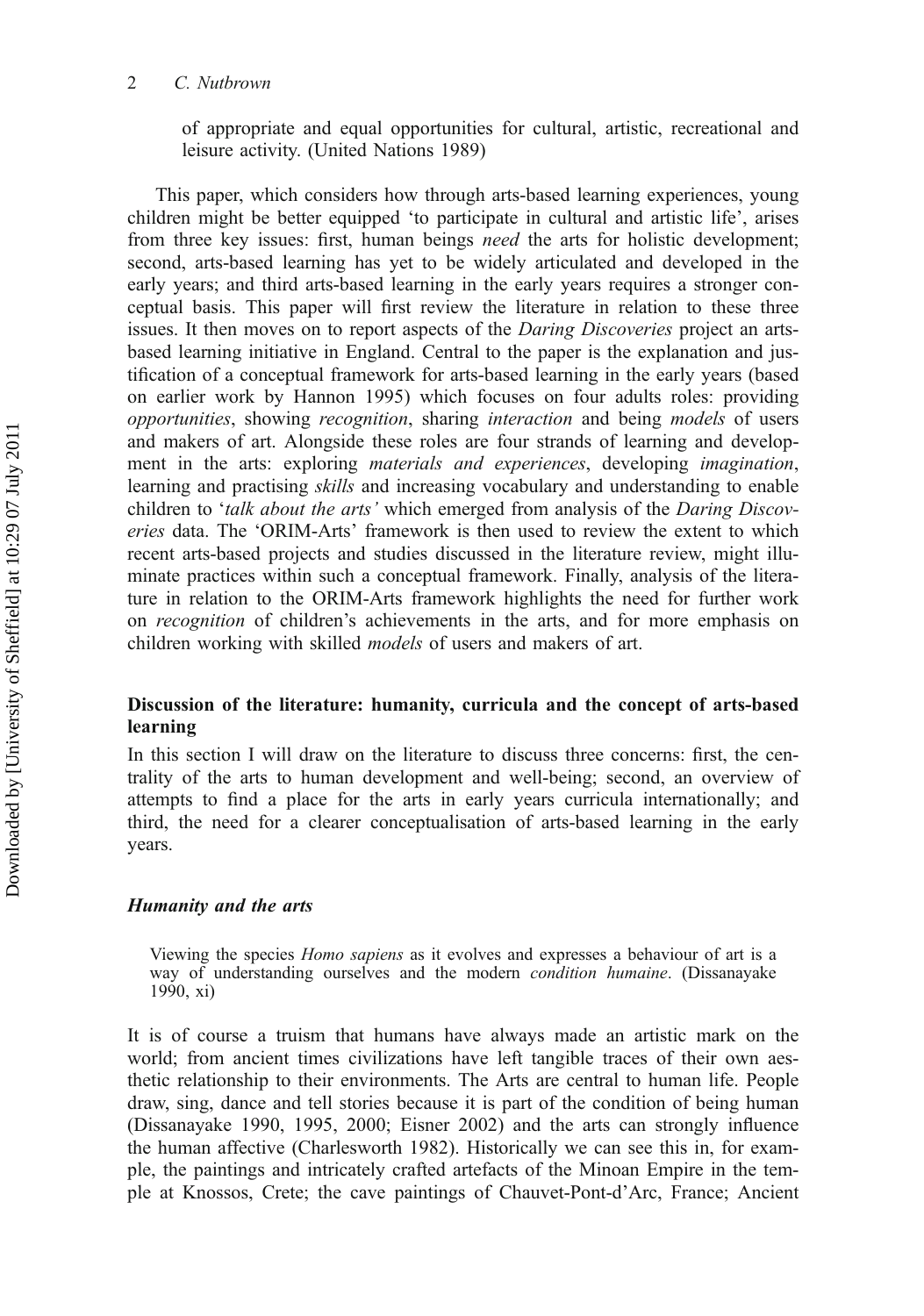of appropriate and equal opportunities for cultural, artistic, recreational and leisure activity. (United Nations 1989)

This paper, which considers how through arts-based learning experiences, young children might be better equipped 'to participate in cultural and artistic life', arises from three key issues: first, human beings *need* the arts for holistic development; second, arts-based learning has yet to be widely articulated and developed in the early years; and third arts-based learning in the early years requires a stronger conceptual basis. This paper will first review the literature in relation to these three issues. It then moves on to report aspects of the *Daring Discoveries* project an arts-based learning initiative in England. Central to the paper is the explanation and justification of a conceptual framework for arts-based learning in the early years (based on earlier work by Hannon 1995) which focuses on four adults roles: providing *opportunities*, showing *recognition*, sharing *interaction* and being *models* of users and makers of art. Alongside these roles are four strands of learning and development in the arts: exploring *materials and experiences*, developing *imagination*, learning and practising *skills* and increasing vocabulary and understanding to enable children to '*talk about the arts'* which emerged from analysis of the *Daring Discoveries* data. The 'ORIM-Arts' framework is then used to review the extent to which recent arts-based projects and studies discussed in the literature review, might illuminate practices within such a conceptual framework. Finally, analysis of the literature in relation to the ORIM-Arts framework highlights the need for further work on *recognition* of children's achievements in the arts, and for more emphasis on children working with skilled *models* of users and makers of art.

## Discussion of the literature: humanity, curricula and the concept of arts-based learning

In this section I will draw on the literature to discuss three concerns: first, the centrality of the arts to human development and well-being; second, an overview of attempts to find a place for the arts in early years curricula internationally; and third, the need for a clearer conceptualisation of arts-based learning in the early years.

### *Humanity and the arts*

> Viewing the species *Homo sapiens* as it evolves and expresses a behaviour of art is a way of understanding ourselves and the modern *condition humaine*. (Dissanayake 1990, xi)

It is of course a truism that humans have always made an artistic mark on the world; from ancient times civilizations have left tangible traces of their own aesthetic relationship to their environments. The Arts are central to human life. People draw, sing, dance and tell stories because it is part of the condition of being human (Dissanayake 1990, 1995, 2000; Eisner 2002) and the arts can strongly influence the human affective (Charlesworth 1982). Historically we can see this in, for example, the paintings and intricately crafted artefacts of the Minoan Empire in the temple at Knossos, Crete; the cave paintings of Chauvet-Pont-d'Arc, France; Ancient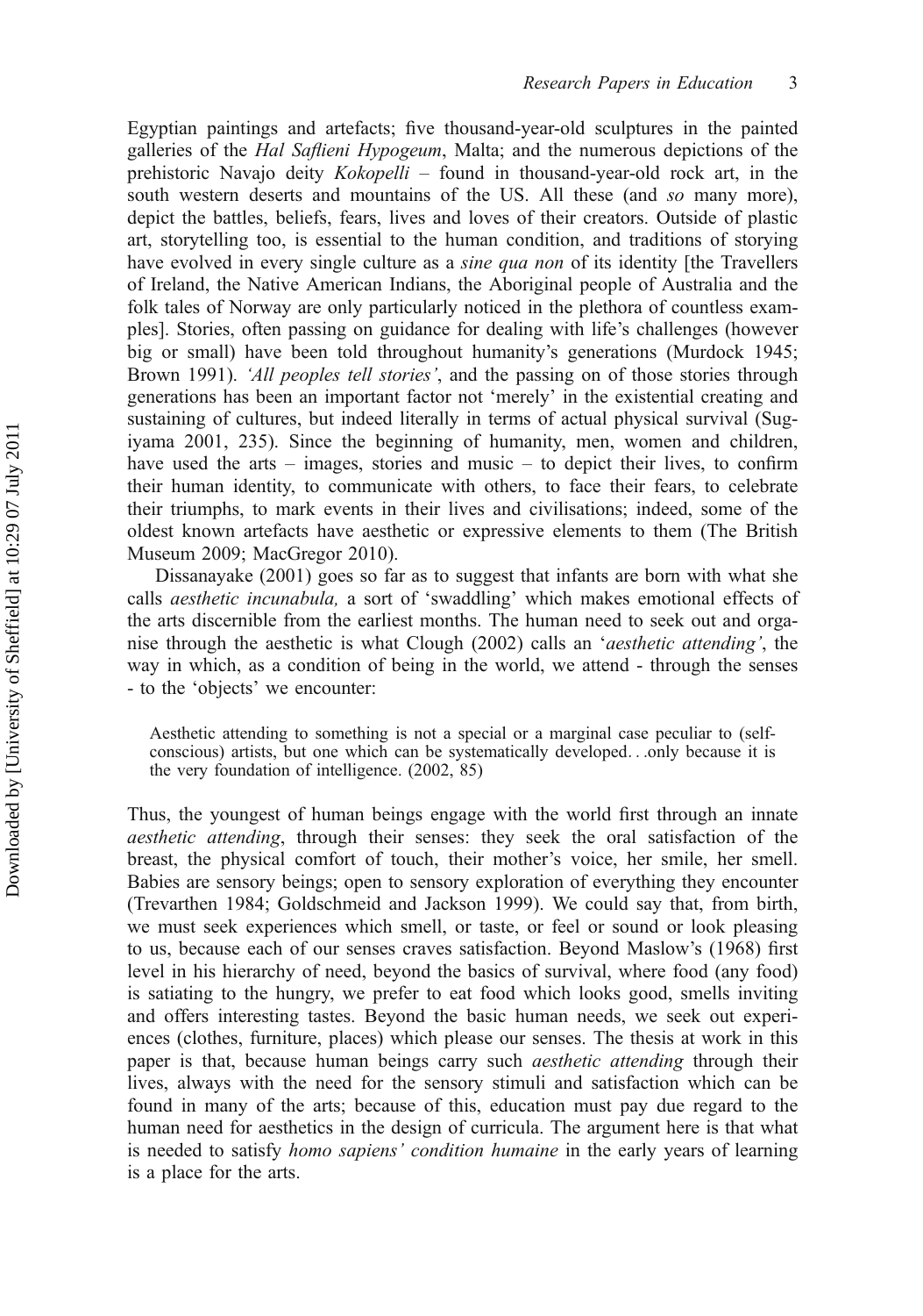Egyptian paintings and artefacts; five thousand-year-old sculptures in the painted galleries of the *Hal Saflieni Hypogeum*, Malta; and the numerous depictions of the prehistoric Navajo deity *Kokopelli* – found in thousand-year-old rock art, in the south western deserts and mountains of the US. All these (and *so* many more), depict the battles, beliefs, fears, lives and loves of their creators. Outside of plastic art, storytelling too, is essential to the human condition, and traditions of storying have evolved in every single culture as a *sine qua non* of its identity [the Travellers of Ireland, the Native American Indians, the Aboriginal people of Australia and the folk tales of Norway are only particularly noticed in the plethora of countless examples]. Stories, often passing on guidance for dealing with life's challenges (however big or small) have been told throughout humanity's generations (Murdock 1945; Brown 1991). *'All peoples tell stories'*, and the passing on of those stories through generations has been an important factor not 'merely' in the existential creating and sustaining of cultures, but indeed literally in terms of actual physical survival (Sugiyama 2001, 235). Since the beginning of humanity, men, women and children, have used the arts – images, stories and music – to depict their lives, to confirm their human identity, to communicate with others, to face their fears, to celebrate their triumphs, to mark events in their lives and civilisations; indeed, some of the oldest known artefacts have aesthetic or expressive elements to them (The British Museum 2009; MacGregor 2010).

Dissanayake (2001) goes so far as to suggest that infants are born with what she calls *aesthetic incunabula,* a sort of 'swaddling' which makes emotional effects of the arts discernible from the earliest months. The human need to seek out and organise through the aesthetic is what Clough (2002) calls an '*aesthetic attending'*, the way in which, as a condition of being in the world, we attend - through the senses - to the 'objects' we encounter:

> Aesthetic attending to something is not a special or a marginal case peculiar to (self-conscious) artists, but one which can be systematically developed. . .only because it is the very foundation of intelligence. (2002, 85)

Thus, the youngest of human beings engage with the world first through an innate *aesthetic attending*, through their senses: they seek the oral satisfaction of the breast, the physical comfort of touch, their mother's voice, her smile, her smell. Babies are sensory beings; open to sensory exploration of everything they encounter (Trevarthen 1984; Goldschmeid and Jackson 1999). We could say that, from birth, we must seek experiences which smell, or taste, or feel or sound or look pleasing to us, because each of our senses craves satisfaction. Beyond Maslow's (1968) first level in his hierarchy of need, beyond the basics of survival, where food (any food) is satiating to the hungry, we prefer to eat food which looks good, smells inviting and offers interesting tastes. Beyond the basic human needs, we seek out experiences (clothes, furniture, places) which please our senses. The thesis at work in this paper is that, because human beings carry such *aesthetic attending* through their lives, always with the need for the sensory stimuli and satisfaction which can be found in many of the arts; because of this, education must pay due regard to the human need for aesthetics in the design of curricula. The argument here is that what is needed to satisfy *homo sapiens' condition humaine* in the early years of learning is a place for the arts.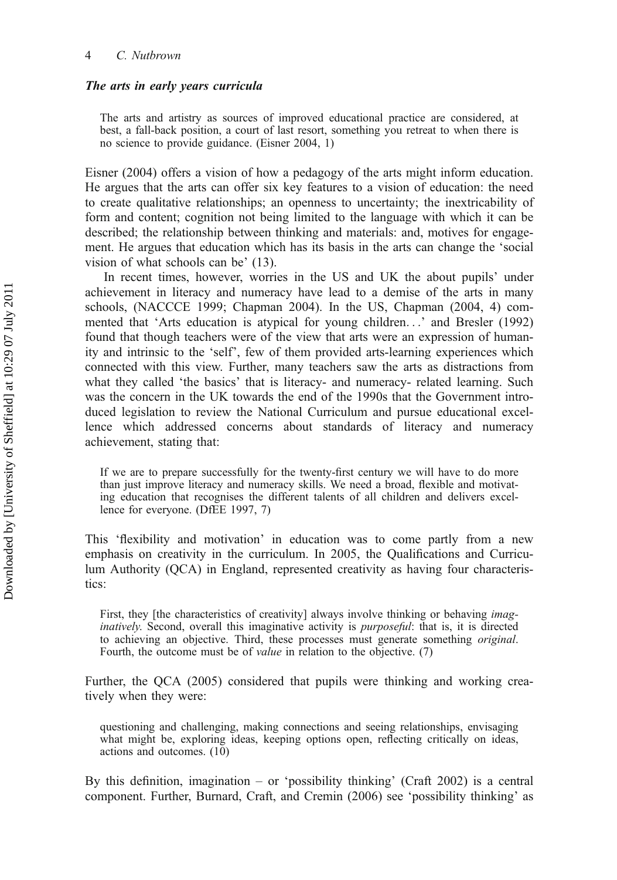### *The arts in early years curricula*

> The arts and artistry as sources of improved educational practice are considered, at best, a fall-back position, a court of last resort, something you retreat to when there is no science to provide guidance. (Eisner 2004, 1)

Eisner (2004) offers a vision of how a pedagogy of the arts might inform education. He argues that the arts can offer six key features to a vision of education: the need to create qualitative relationships; an openness to uncertainty; the inextricability of form and content; cognition not being limited to the language with which it can be described; the relationship between thinking and materials: and, motives for engagement. He argues that education which has its basis in the arts can change the 'social vision of what schools can be' (13).

In recent times, however, worries in the US and UK the about pupils' under achievement in literacy and numeracy have lead to a demise of the arts in many schools, (NACCCE 1999; Chapman 2004). In the US, Chapman (2004, 4) commented that 'Arts education is atypical for young children…' and Bresler (1992) found that though teachers were of the view that arts were an expression of humanity and intrinsic to the 'self', few of them provided arts-learning experiences which connected with this view. Further, many teachers saw the arts as distractions from what they called 'the basics' that is literacy- and numeracy- related learning. Such was the concern in the UK towards the end of the 1990s that the Government introduced legislation to review the National Curriculum and pursue educational excellence which addressed concerns about standards of literacy and numeracy achievement, stating that:

> If we are to prepare successfully for the twenty-first century we will have to do more than just improve literacy and numeracy skills. We need a broad, flexible and motivating education that recognises the different talents of all children and delivers excellence for everyone. (DfEE 1997, 7)

This 'flexibility and motivation' in education was to come partly from a new emphasis on creativity in the curriculum. In 2005, the Qualifications and Curriculum Authority (QCA) in England, represented creativity as having four characteristics:

> First, they [the characteristics of creativity] always involve thinking or behaving *imaginatively*. Second, overall this imaginative activity is *purposeful*: that is, it is directed to achieving an objective. Third, these processes must generate something *original*. Fourth, the outcome must be of *value* in relation to the objective. (7)

Further, the QCA (2005) considered that pupils were thinking and working creatively when they were:

> questioning and challenging, making connections and seeing relationships, envisaging what might be, exploring ideas, keeping options open, reflecting critically on ideas, actions and outcomes. (10)

By this definition, imagination – or 'possibility thinking' (Craft 2002) is a central component. Further, Burnard, Craft, and Cremin (2006) see 'possibility thinking' as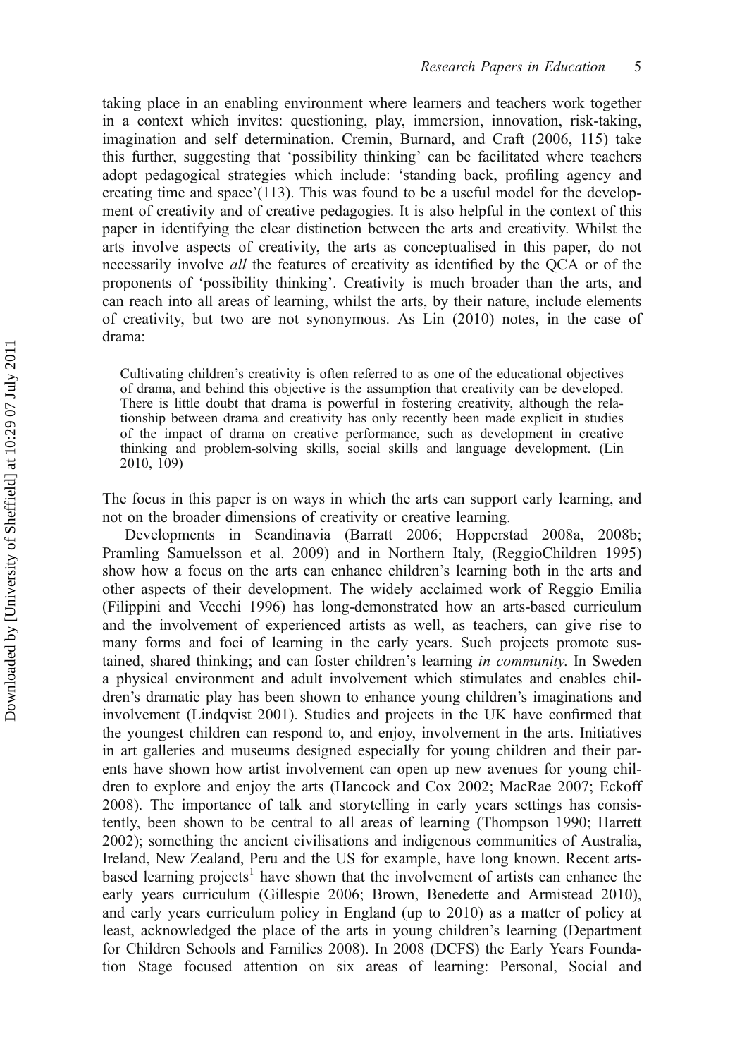taking place in an enabling environment where learners and teachers work together in a context which invites: questioning, play, immersion, innovation, risk-taking, imagination and self determination. Cremin, Burnard, and Craft (2006, 115) take this further, suggesting that 'possibility thinking' can be facilitated where teachers adopt pedagogical strategies which include: 'standing back, profiling agency and creating time and space'(113). This was found to be a useful model for the development of creativity and of creative pedagogies. It is also helpful in the context of this paper in identifying the clear distinction between the arts and creativity. Whilst the arts involve aspects of creativity, the arts as conceptualised in this paper, do not necessarily involve *all* the features of creativity as identified by the QCA or of the proponents of 'possibility thinking'. Creativity is much broader than the arts, and can reach into all areas of learning, whilst the arts, by their nature, include elements of creativity, but two are not synonymous. As Lin (2010) notes, in the case of drama:

> Cultivating children's creativity is often referred to as one of the educational objectives of drama, and behind this objective is the assumption that creativity can be developed. There is little doubt that drama is powerful in fostering creativity, although the relationship between drama and creativity has only recently been made explicit in studies of the impact of drama on creative performance, such as development in creative thinking and problem-solving skills, social skills and language development. (Lin 2010, 109)

The focus in this paper is on ways in which the arts can support early learning, and not on the broader dimensions of creativity or creative learning.

Developments in Scandinavia (Barratt 2006; Hopperstad 2008a, 2008b; Pramling Samuelsson et al. 2009) and in Northern Italy, (ReggioChildren 1995) show how a focus on the arts can enhance children's learning both in the arts and other aspects of their development. The widely acclaimed work of Reggio Emilia (Filippini and Vecchi 1996) has long-demonstrated how an arts-based curriculum and the involvement of experienced artists as well, as teachers, can give rise to many forms and foci of learning in the early years. Such projects promote sustained, shared thinking; and can foster children's learning *in community*. In Sweden a physical environment and adult involvement which stimulates and enables children's dramatic play has been shown to enhance young children's imaginations and involvement (Lindqvist 2001). Studies and projects in the UK have confirmed that the youngest children can respond to, and enjoy, involvement in the arts. Initiatives in art galleries and museums designed especially for young children and their parents have shown how artist involvement can open up new avenues for young children to explore and enjoy the arts (Hancock and Cox 2002; MacRae 2007; Eckoff 2008). The importance of talk and storytelling in early years settings has consistently, been shown to be central to all areas of learning (Thompson 1990; Harrett 2002); something the ancient civilisations and indigenous communities of Australia, Ireland, New Zealand, Peru and the US for example, have long known. Recent arts-based learning projects[1] have shown that the involvement of artists can enhance the early years curriculum (Gillespie 2006; Brown, Benedette and Armistead 2010), and early years curriculum policy in England (up to 2010) as a matter of policy at least, acknowledged the place of the arts in young children's learning (Department for Children Schools and Families 2008). In 2008 (DCFS) the Early Years Foundation Stage focused attention on six areas of learning: Personal, Social and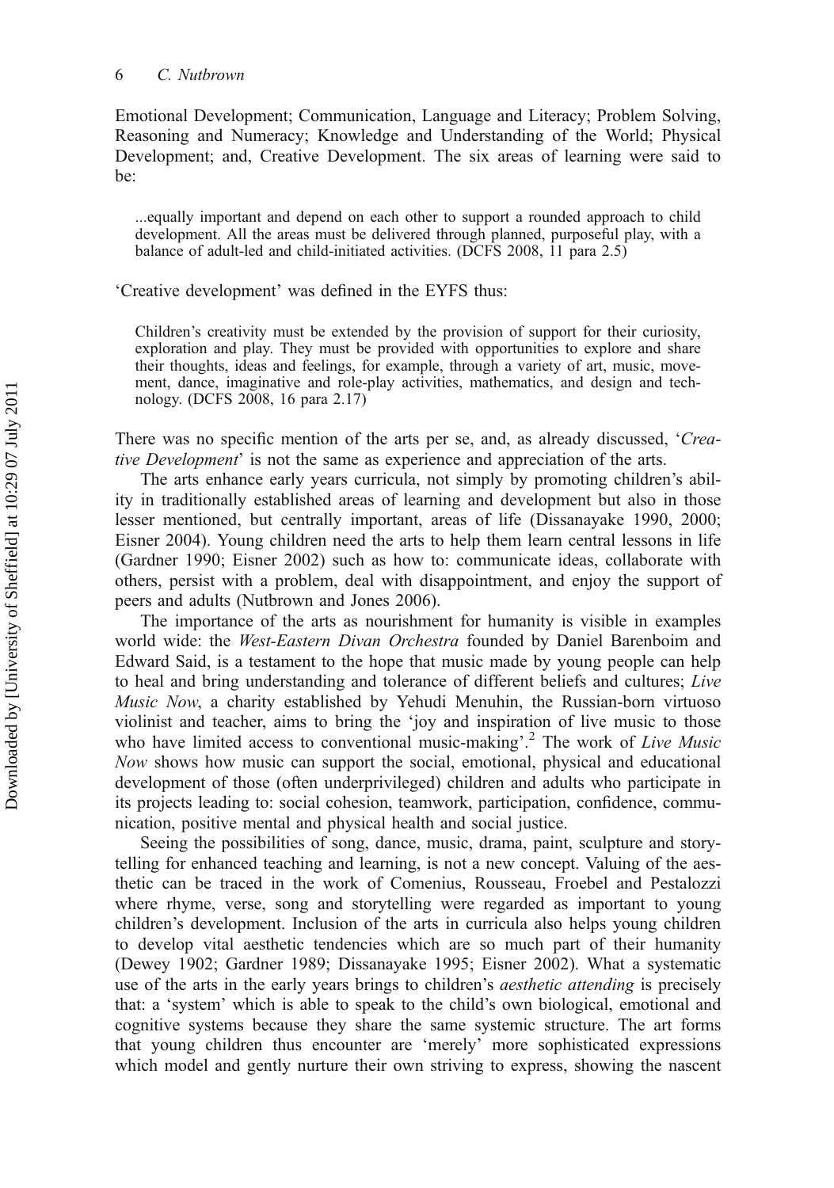Emotional Development; Communication, Language and Literacy; Problem Solving, Reasoning and Numeracy; Knowledge and Understanding of the World; Physical Development; and, Creative Development. The six areas of learning were said to be:

> ...equally important and depend on each other to support a rounded approach to child development. All the areas must be delivered through planned, purposeful play, with a balance of adult-led and child-initiated activities. (DCFS 2008, 11 para 2.5)

'Creative development' was defined in the EYFS thus:

> Children's creativity must be extended by the provision of support for their curiosity, exploration and play. They must be provided with opportunities to explore and share their thoughts, ideas and feelings, for example, through a variety of art, music, movement, dance, imaginative and role-play activities, mathematics, and design and technology. (DCFS 2008, 16 para 2.17)

There was no specific mention of the arts per se, and, as already discussed, '*Creative Development*' is not the same as experience and appreciation of the arts.

The arts enhance early years curricula, not simply by promoting children's ability in traditionally established areas of learning and development but also in those lesser mentioned, but centrally important, areas of life (Dissanayake 1990, 2000; Eisner 2004). Young children need the arts to help them learn central lessons in life (Gardner 1990; Eisner 2002) such as how to: communicate ideas, collaborate with others, persist with a problem, deal with disappointment, and enjoy the support of peers and adults (Nutbrown and Jones 2006).

The importance of the arts as nourishment for humanity is visible in examples world wide: the *West-Eastern Divan Orchestra* founded by Daniel Barenboim and Edward Said, is a testament to the hope that music made by young people can help to heal and bring understanding and tolerance of different beliefs and cultures; *Live Music Now*, a charity established by Yehudi Menuhin, the Russian-born virtuoso violinist and teacher, aims to bring the 'joy and inspiration of live music to those who have limited access to conventional music-making'.[2] The work of *Live Music Now* shows how music can support the social, emotional, physical and educational development of those (often underprivileged) children and adults who participate in its projects leading to: social cohesion, teamwork, participation, confidence, communication, positive mental and physical health and social justice.

Seeing the possibilities of song, dance, music, drama, paint, sculpture and storytelling for enhanced teaching and learning, is not a new concept. Valuing of the aesthetic can be traced in the work of Comenius, Rousseau, Froebel and Pestalozzi where rhyme, verse, song and storytelling were regarded as important to young children's development. Inclusion of the arts in curricula also helps young children to develop vital aesthetic tendencies which are so much part of their humanity (Dewey 1902; Gardner 1989; Dissanayake 1995; Eisner 2002). What a systematic use of the arts in the early years brings to children's *aesthetic attending* is precisely that: a 'system' which is able to speak to the child's own biological, emotional and cognitive systems because they share the same systemic structure. The art forms that young children thus encounter are 'merely' more sophisticated expressions which model and gently nurture their own striving to express, showing the nascent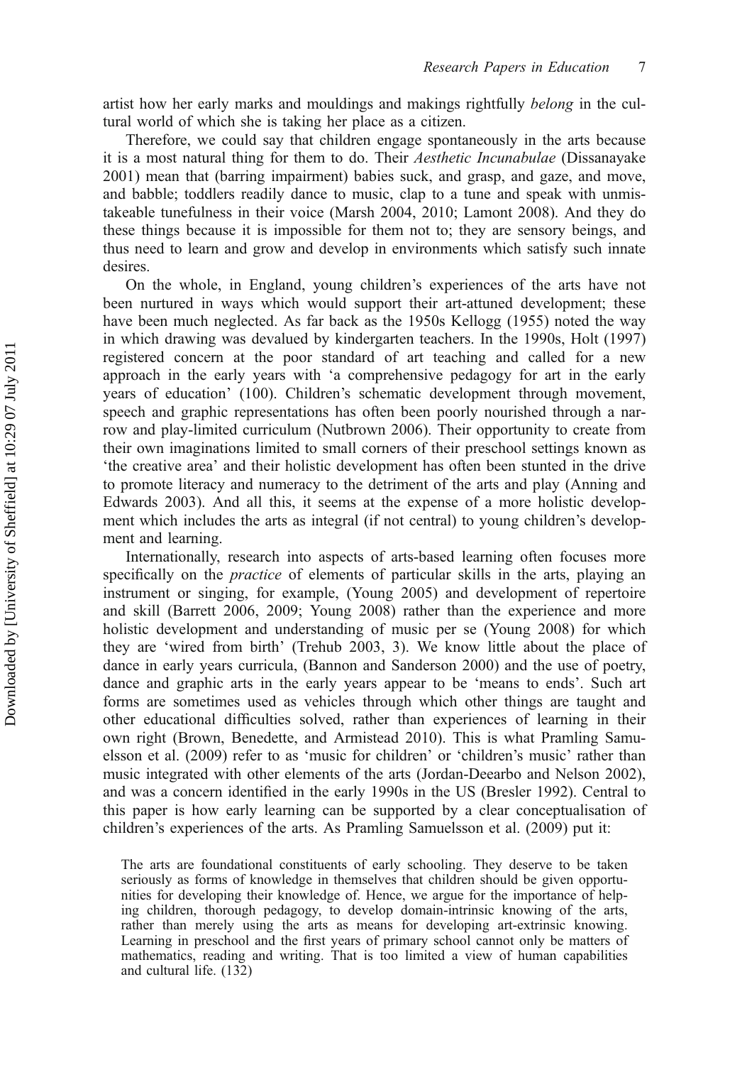artist how her early marks and mouldings and makings rightfully *belong* in the cultural world of which she is taking her place as a citizen.

Therefore, we could say that children engage spontaneously in the arts because it is a most natural thing for them to do. Their *Aesthetic Incunabulae* (Dissanayake 2001) mean that (barring impairment) babies suck, and grasp, and gaze, and move, and babble; toddlers readily dance to music, clap to a tune and speak with unmistakeable tunefulness in their voice (Marsh 2004, 2010; Lamont 2008). And they do these things because it is impossible for them not to; they are sensory beings, and thus need to learn and grow and develop in environments which satisfy such innate desires.

On the whole, in England, young children's experiences of the arts have not been nurtured in ways which would support their art-attuned development; these have been much neglected. As far back as the 1950s Kellogg (1955) noted the way in which drawing was devalued by kindergarten teachers. In the 1990s, Holt (1997) registered concern at the poor standard of art teaching and called for a new approach in the early years with 'a comprehensive pedagogy for art in the early years of education' (100). Children's schematic development through movement, speech and graphic representations has often been poorly nourished through a narrow and play-limited curriculum (Nutbrown 2006). Their opportunity to create from their own imaginations limited to small corners of their preschool settings known as 'the creative area' and their holistic development has often been stunted in the drive to promote literacy and numeracy to the detriment of the arts and play (Anning and Edwards 2003). And all this, it seems at the expense of a more holistic development which includes the arts as integral (if not central) to young children's development and learning.

Internationally, research into aspects of arts-based learning often focuses more specifically on the *practice* of elements of particular skills in the arts, playing an instrument or singing, for example, (Young 2005) and development of repertoire and skill (Barrett 2006, 2009; Young 2008) rather than the experience and more holistic development and understanding of music per se (Young 2008) for which they are 'wired from birth' (Trehub 2003, 3). We know little about the place of dance in early years curricula, (Bannon and Sanderson 2000) and the use of poetry, dance and graphic arts in the early years appear to be 'means to ends'. Such art forms are sometimes used as vehicles through which other things are taught and other educational difficulties solved, rather than experiences of learning in their own right (Brown, Benedette, and Armistead 2010). This is what Pramling Samuelsson et al. (2009) refer to as 'music for children' or 'children's music' rather than music integrated with other elements of the arts (Jordan-Deearbo and Nelson 2002), and was a concern identified in the early 1990s in the US (Bresler 1992). Central to this paper is how early learning can be supported by a clear conceptualisation of children's experiences of the arts. As Pramling Samuelsson et al. (2009) put it:

> The arts are foundational constituents of early schooling. They deserve to be taken seriously as forms of knowledge in themselves that children should be given opportunities for developing their knowledge of. Hence, we argue for the importance of helping children, thorough pedagogy, to develop domain-intrinsic knowing of the arts, rather than merely using the arts as means for developing art-extrinsic knowing. Learning in preschool and the first years of primary school cannot only be matters of mathematics, reading and writing. That is too limited a view of human capabilities and cultural life. (132)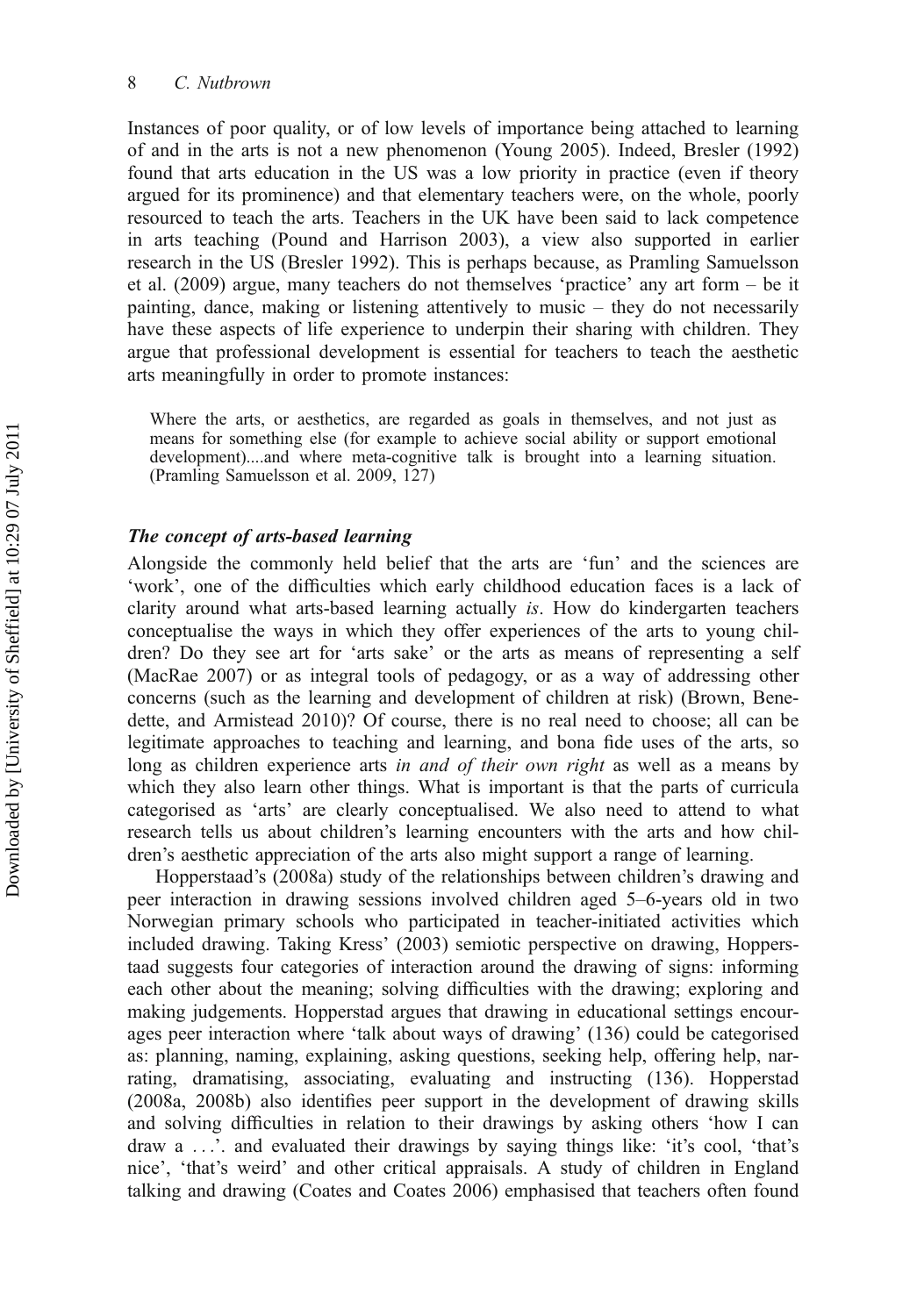Instances of poor quality, or of low levels of importance being attached to learning of and in the arts is not a new phenomenon (Young 2005). Indeed, Bresler (1992) found that arts education in the US was a low priority in practice (even if theory argued for its prominence) and that elementary teachers were, on the whole, poorly resourced to teach the arts. Teachers in the UK have been said to lack competence in arts teaching (Pound and Harrison 2003), a view also supported in earlier research in the US (Bresler 1992). This is perhaps because, as Pramling Samuelsson et al. (2009) argue, many teachers do not themselves 'practice' any art form – be it painting, dance, making or listening attentively to music – they do not necessarily have these aspects of life experience to underpin their sharing with children. They argue that professional development is essential for teachers to teach the aesthetic arts meaningfully in order to promote instances:

> Where the arts, or aesthetics, are regarded as goals in themselves, and not just as means for something else (for example to achieve social ability or support emotional development)....and where meta-cognitive talk is brought into a learning situation. (Pramling Samuelsson et al. 2009, 127)

### *The concept of arts-based learning*

Alongside the commonly held belief that the arts are 'fun' and the sciences are 'work', one of the difficulties which early childhood education faces is a lack of clarity around what arts-based learning actually *is*. How do kindergarten teachers conceptualise the ways in which they offer experiences of the arts to young children? Do they see art for 'arts sake' or the arts as means of representing a self (MacRae 2007) or as integral tools of pedagogy, or as a way of addressing other concerns (such as the learning and development of children at risk) (Brown, Benedette, and Armistead 2010)? Of course, there is no real need to choose; all can be legitimate approaches to teaching and learning, and bona fide uses of the arts, so long as children experience arts *in and of their own right* as well as a means by which they also learn other things. What is important is that the parts of curricula categorised as 'arts' are clearly conceptualised. We also need to attend to what research tells us about children's learning encounters with the arts and how children's aesthetic appreciation of the arts also might support a range of learning.

Hopperstaad's (2008a) study of the relationships between children's drawing and peer interaction in drawing sessions involved children aged 5–6-years old in two Norwegian primary schools who participated in teacher-initiated activities which included drawing. Taking Kress' (2003) semiotic perspective on drawing, Hopperstaad suggests four categories of interaction around the drawing of signs: informing each other about the meaning; solving difficulties with the drawing; exploring and making judgements. Hopperstad argues that drawing in educational settings encourages peer interaction where 'talk about ways of drawing' (136) could be categorised as: planning, naming, explaining, asking questions, seeking help, offering help, narrating, dramatising, associating, evaluating and instructing (136). Hopperstad (2008a, 2008b) also identifies peer support in the development of drawing skills and solving difficulties in relation to their drawings by asking others 'how I can draw a . . .'. and evaluated their drawings by saying things like: 'it's cool, 'that's nice', 'that's weird' and other critical appraisals. A study of children in England talking and drawing (Coates and Coates 2006) emphasised that teachers often found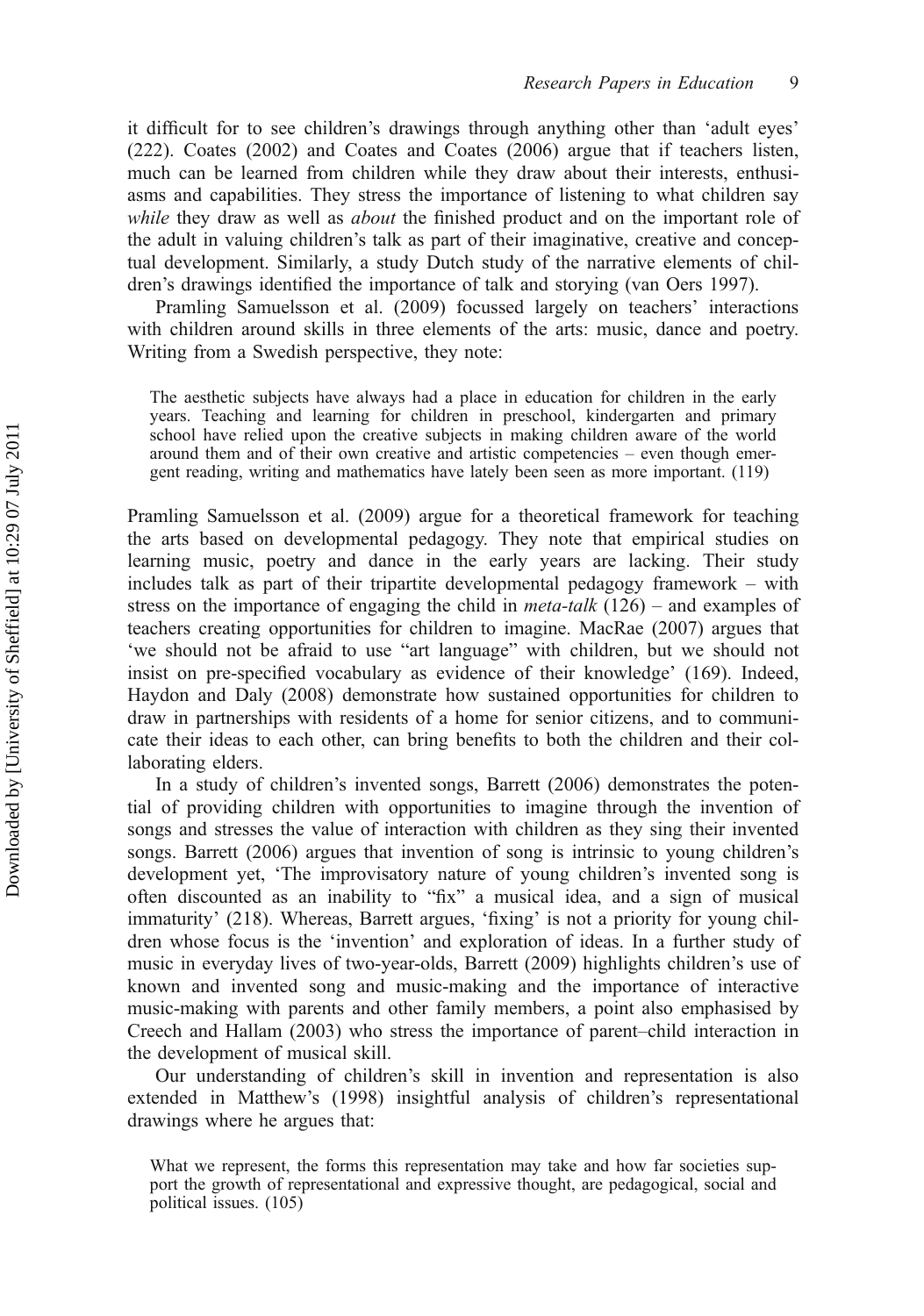it difficult for to see children's drawings through anything other than 'adult eyes' (222). Coates (2002) and Coates and Coates (2006) argue that if teachers listen, much can be learned from children while they draw about their interests, enthusiasms and capabilities. They stress the importance of listening to what children say *while* they draw as well as *about* the finished product and on the important role of the adult in valuing children's talk as part of their imaginative, creative and conceptual development. Similarly, a study Dutch study of the narrative elements of children's drawings identified the importance of talk and storying (van Oers 1997).

Pramling Samuelsson et al. (2009) focussed largely on teachers' interactions with children around skills in three elements of the arts: music, dance and poetry. Writing from a Swedish perspective, they note:

> The aesthetic subjects have always had a place in education for children in the early years. Teaching and learning for children in preschool, kindergarten and primary school have relied upon the creative subjects in making children aware of the world around them and of their own creative and artistic competencies – even though emergent reading, writing and mathematics have lately been seen as more important. (119)

Pramling Samuelsson et al. (2009) argue for a theoretical framework for teaching the arts based on developmental pedagogy. They note that empirical studies on learning music, poetry and dance in the early years are lacking. Their study includes talk as part of their tripartite developmental pedagogy framework – with stress on the importance of engaging the child in *meta-talk* (126) – and examples of teachers creating opportunities for children to imagine. MacRae (2007) argues that 'we should not be afraid to use "art language" with children, but we should not insist on pre-specified vocabulary as evidence of their knowledge' (169). Indeed, Haydon and Daly (2008) demonstrate how sustained opportunities for children to draw in partnerships with residents of a home for senior citizens, and to communicate their ideas to each other, can bring benefits to both the children and their collaborating elders.

In a study of children's invented songs, Barrett (2006) demonstrates the potential of providing children with opportunities to imagine through the invention of songs and stresses the value of interaction with children as they sing their invented songs. Barrett (2006) argues that invention of song is intrinsic to young children's development yet, 'The improvisatory nature of young children's invented song is often discounted as an inability to "fix" a musical idea, and a sign of musical immaturity' (218). Whereas, Barrett argues, 'fixing' is not a priority for young children whose focus is the 'invention' and exploration of ideas. In a further study of music in everyday lives of two-year-olds, Barrett (2009) highlights children's use of known and invented song and music-making and the importance of interactive music-making with parents and other family members, a point also emphasised by Creech and Hallam (2003) who stress the importance of parent–child interaction in the development of musical skill.

Our understanding of children's skill in invention and representation is also extended in Matthew's (1998) insightful analysis of children's representational drawings where he argues that:

> What we represent, the forms this representation may take and how far societies support the growth of representational and expressive thought, are pedagogical, social and political issues. (105)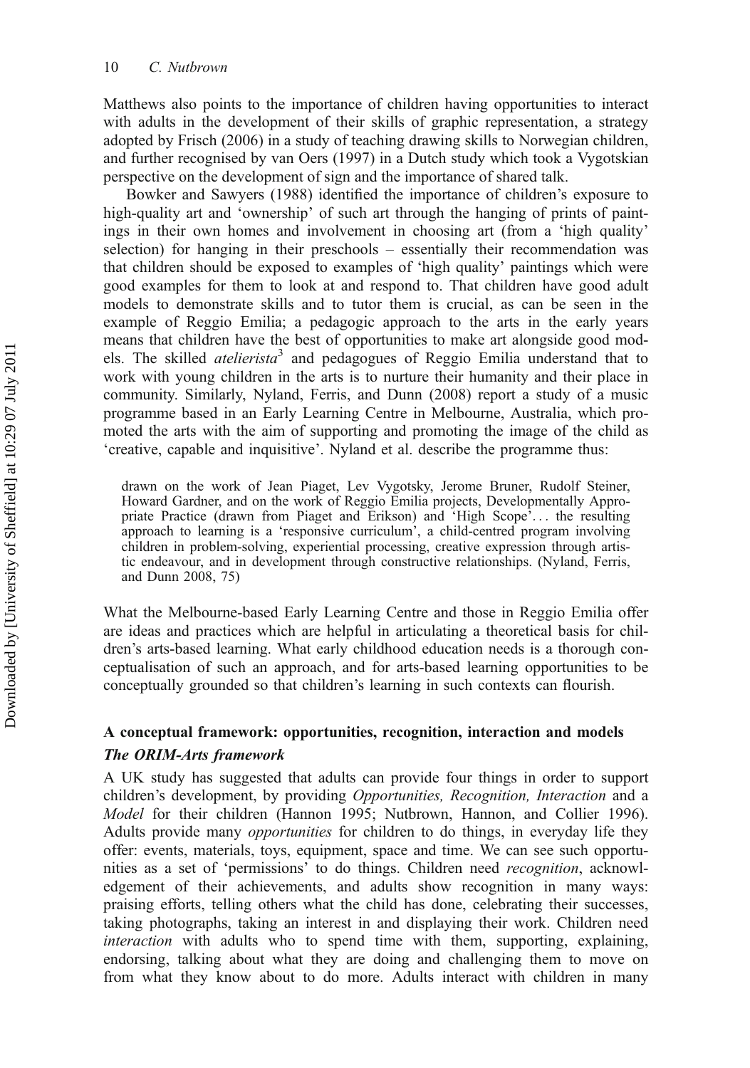Matthews also points to the importance of children having opportunities to interact with adults in the development of their skills of graphic representation, a strategy adopted by Frisch (2006) in a study of teaching drawing skills to Norwegian children, and further recognised by van Oers (1997) in a Dutch study which took a Vygotskian perspective on the development of sign and the importance of shared talk.

Bowker and Sawyers (1988) identified the importance of children's exposure to high-quality art and 'ownership' of such art through the hanging of prints of paintings in their own homes and involvement in choosing art (from a 'high quality' selection) for hanging in their preschools – essentially their recommendation was that children should be exposed to examples of 'high quality' paintings which were good examples for them to look at and respond to. That children have good adult models to demonstrate skills and to tutor them is crucial, as can be seen in the example of Reggio Emilia; a pedagogic approach to the arts in the early years means that children have the best of opportunities to make art alongside good models. The skilled *atelierista*[3] and pedagogues of Reggio Emilia understand that to work with young children in the arts is to nurture their humanity and their place in community. Similarly, Nyland, Ferris, and Dunn (2008) report a study of a music programme based in an Early Learning Centre in Melbourne, Australia, which promoted the arts with the aim of supporting and promoting the image of the child as 'creative, capable and inquisitive'. Nyland et al. describe the programme thus:

> drawn on the work of Jean Piaget, Lev Vygotsky, Jerome Bruner, Rudolf Steiner, Howard Gardner, and on the work of Reggio Emilia projects, Developmentally Appropriate Practice (drawn from Piaget and Erikson) and 'High Scope'... the resulting approach to learning is a 'responsive curriculum', a child-centred program involving children in problem-solving, experiential processing, creative expression through artistic endeavour, and in development through constructive relationships. (Nyland, Ferris, and Dunn 2008, 75)

What the Melbourne-based Early Learning Centre and those in Reggio Emilia offer are ideas and practices which are helpful in articulating a theoretical basis for children's arts-based learning. What early childhood education needs is a thorough conceptualisation of such an approach, and for arts-based learning opportunities to be conceptually grounded so that children's learning in such contexts can flourish.

## A conceptual framework: opportunities, recognition, interaction and models

### *The ORIM-Arts framework*

A UK study has suggested that adults can provide four things in order to support children's development, by providing *Opportunities, Recognition, Interaction* and a *Model* for their children (Hannon 1995; Nutbrown, Hannon, and Collier 1996). Adults provide many *opportunities* for children to do things, in everyday life they offer: events, materials, toys, equipment, space and time. We can see such opportunities as a set of 'permissions' to do things. Children need *recognition*, acknowledgement of their achievements, and adults show recognition in many ways: praising efforts, telling others what the child has done, celebrating their successes, taking photographs, taking an interest in and displaying their work. Children need *interaction* with adults who to spend time with them, supporting, explaining, endorsing, talking about what they are doing and challenging them to move on from what they know about to do more. Adults interact with children in many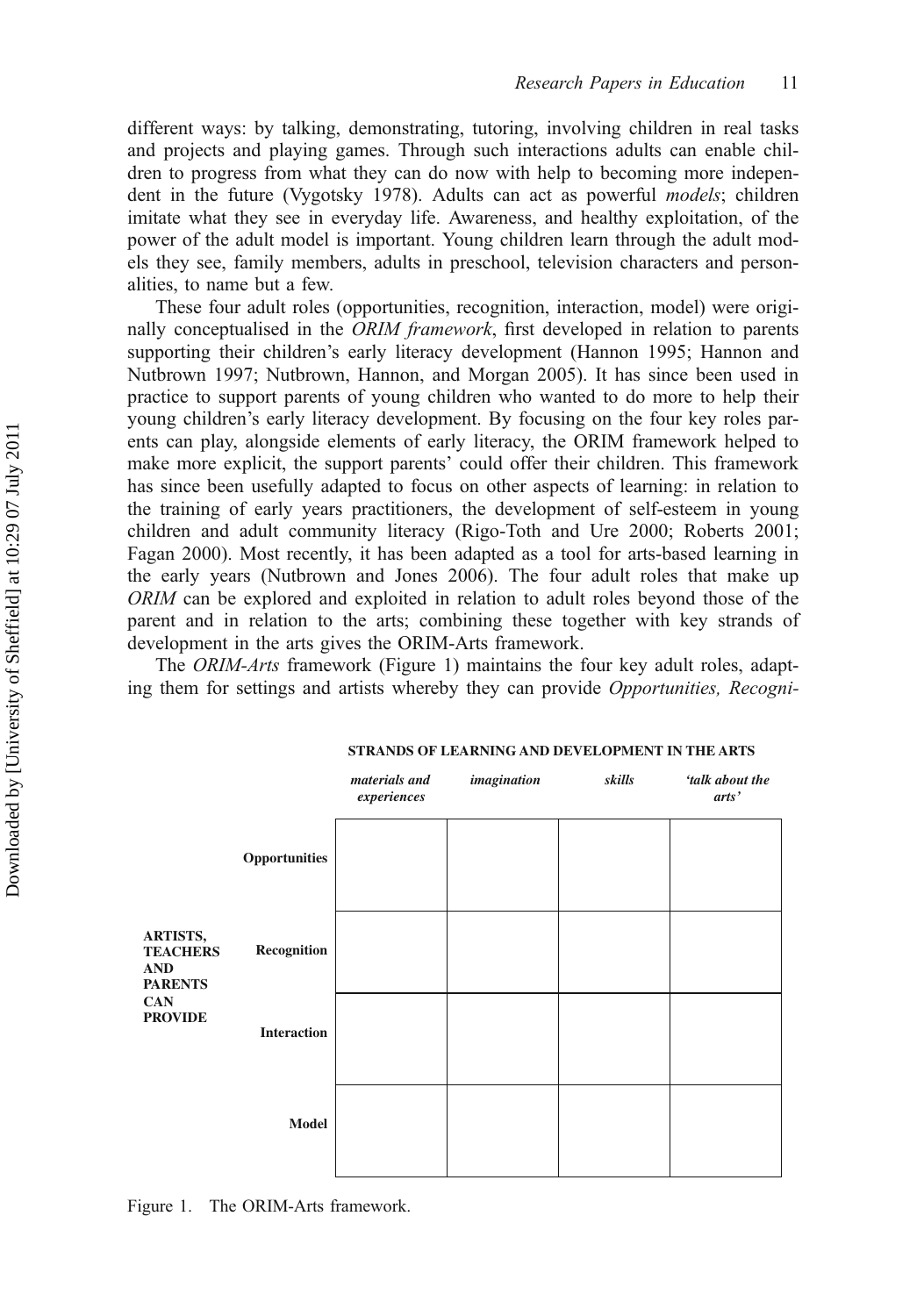different ways: by talking, demonstrating, tutoring, involving children in real tasks and projects and playing games. Through such interactions adults can enable children to progress from what they can do now with help to becoming more independent in the future (Vygotsky 1978). Adults can act as powerful *models*; children imitate what they see in everyday life. Awareness, and healthy exploitation, of the power of the adult model is important. Young children learn through the adult models they see, family members, adults in preschool, television characters and personalities, to name but a few.

These four adult roles (opportunities, recognition, interaction, model) were originally conceptualised in the *ORIM framework*, first developed in relation to parents supporting their children's early literacy development (Hannon 1995; Hannon and Nutbrown 1997; Nutbrown, Hannon, and Morgan 2005). It has since been used in practice to support parents of young children who wanted to do more to help their young children's early literacy development. By focusing on the four key roles parents can play, alongside elements of early literacy, the ORIM framework helped to make more explicit, the support parents' could offer their children. This framework has since been usefully adapted to focus on other aspects of learning: in relation to the training of early years practitioners, the development of self-esteem in young children and adult community literacy (Rigo-Toth and Ure 2000; Roberts 2001; Fagan 2000). Most recently, it has been adapted as a tool for arts-based learning in the early years (Nutbrown and Jones 2006). The four adult roles that make up *ORIM* can be explored and exploited in relation to adult roles beyond those of the parent and in relation to the arts; combining these together with key strands of development in the arts gives the ORIM-Arts framework.

The *ORIM-Arts* framework (Figure 1) maintains the four key adult roles, adapting them for settings and artists whereby they can provide *Opportunities, Recogni-*

| | | **STRANDS OF LEARNING AND DEVELOPMENT IN THE ARTS** | | | |
|---|---|---|---|---|---|
| | | ***materials and experiences*** | ***imagination*** | ***skills*** | ***'talk about the arts'*** |
| **ARTISTS, TEACHERS AND PARENTS CAN PROVIDE** | **Opportunities** | | | | |
| | **Recognition** | | | | |
| | **Interaction** | | | | |
| | **Model** | | | | |

Figure 1. The ORIM-Arts framework.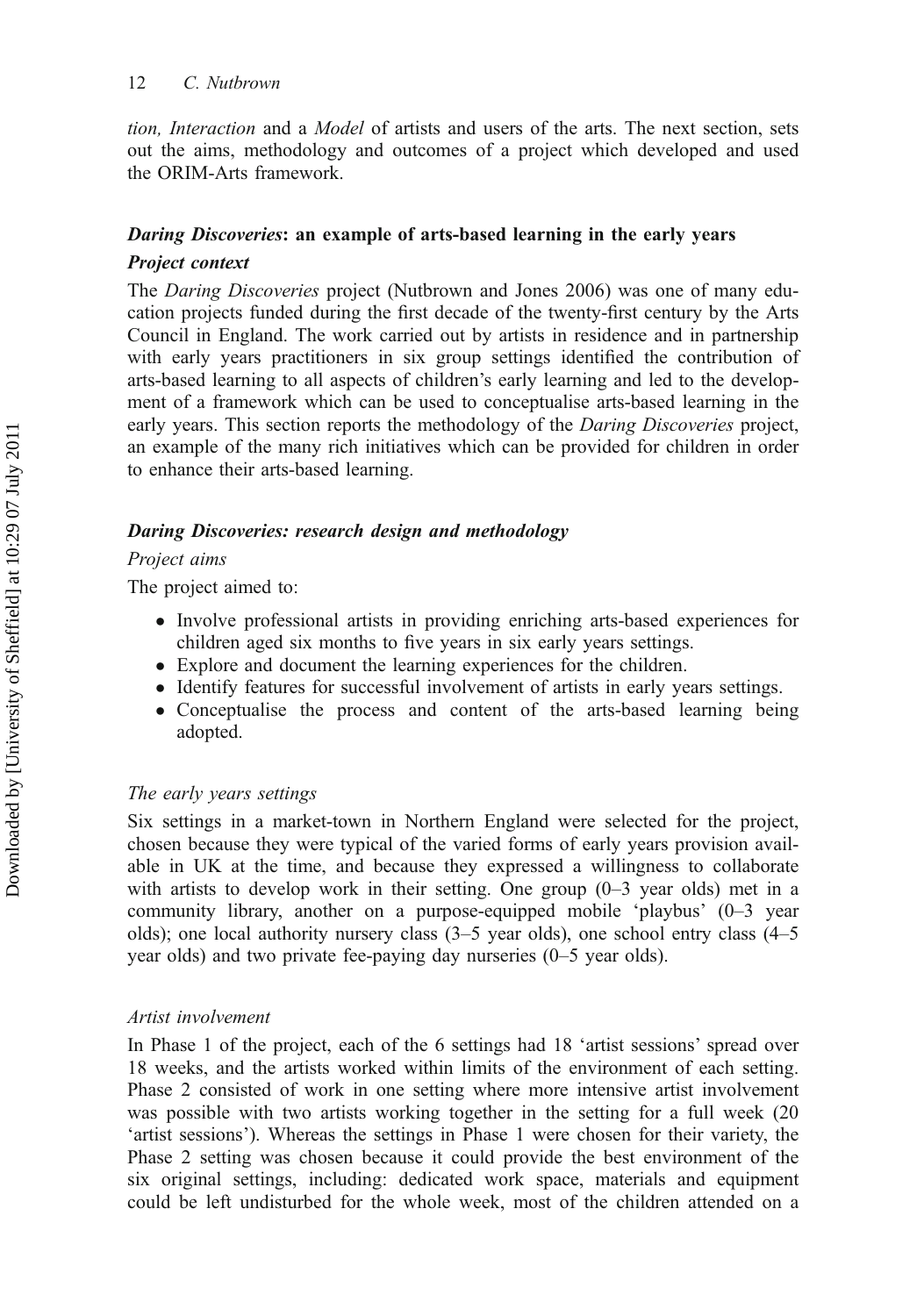*tion, Interaction* and a *Model* of artists and users of the arts. The next section, sets out the aims, methodology and outcomes of a project which developed and used the ORIM-Arts framework.

## *Daring Discoveries*: an example of arts-based learning in the early years

### *Project context*

The *Daring Discoveries* project (Nutbrown and Jones 2006) was one of many education projects funded during the first decade of the twenty-first century by the Arts Council in England. The work carried out by artists in residence and in partnership with early years practitioners in six group settings identified the contribution of arts-based learning to all aspects of children's early learning and led to the development of a framework which can be used to conceptualise arts-based learning in the early years. This section reports the methodology of the *Daring Discoveries* project, an example of the many rich initiatives which can be provided for children in order to enhance their arts-based learning.

### *Daring Discoveries: research design and methodology*

#### *Project aims*

The project aimed to:

- Involve professional artists in providing enriching arts-based experiences for children aged six months to five years in six early years settings.
- Explore and document the learning experiences for the children.
- Identify features for successful involvement of artists in early years settings.
- Conceptualise the process and content of the arts-based learning being adopted.

#### *The early years settings*

Six settings in a market-town in Northern England were selected for the project, chosen because they were typical of the varied forms of early years provision available in UK at the time, and because they expressed a willingness to collaborate with artists to develop work in their setting. One group (0–3 year olds) met in a community library, another on a purpose-equipped mobile 'playbus' (0–3 year olds); one local authority nursery class (3–5 year olds), one school entry class (4–5 year olds) and two private fee-paying day nurseries (0–5 year olds).

#### *Artist involvement*

In Phase 1 of the project, each of the 6 settings had 18 'artist sessions' spread over 18 weeks, and the artists worked within limits of the environment of each setting. Phase 2 consisted of work in one setting where more intensive artist involvement was possible with two artists working together in the setting for a full week (20 'artist sessions'). Whereas the settings in Phase 1 were chosen for their variety, the Phase 2 setting was chosen because it could provide the best environment of the six original settings, including: dedicated work space, materials and equipment could be left undisturbed for the whole week, most of the children attended on a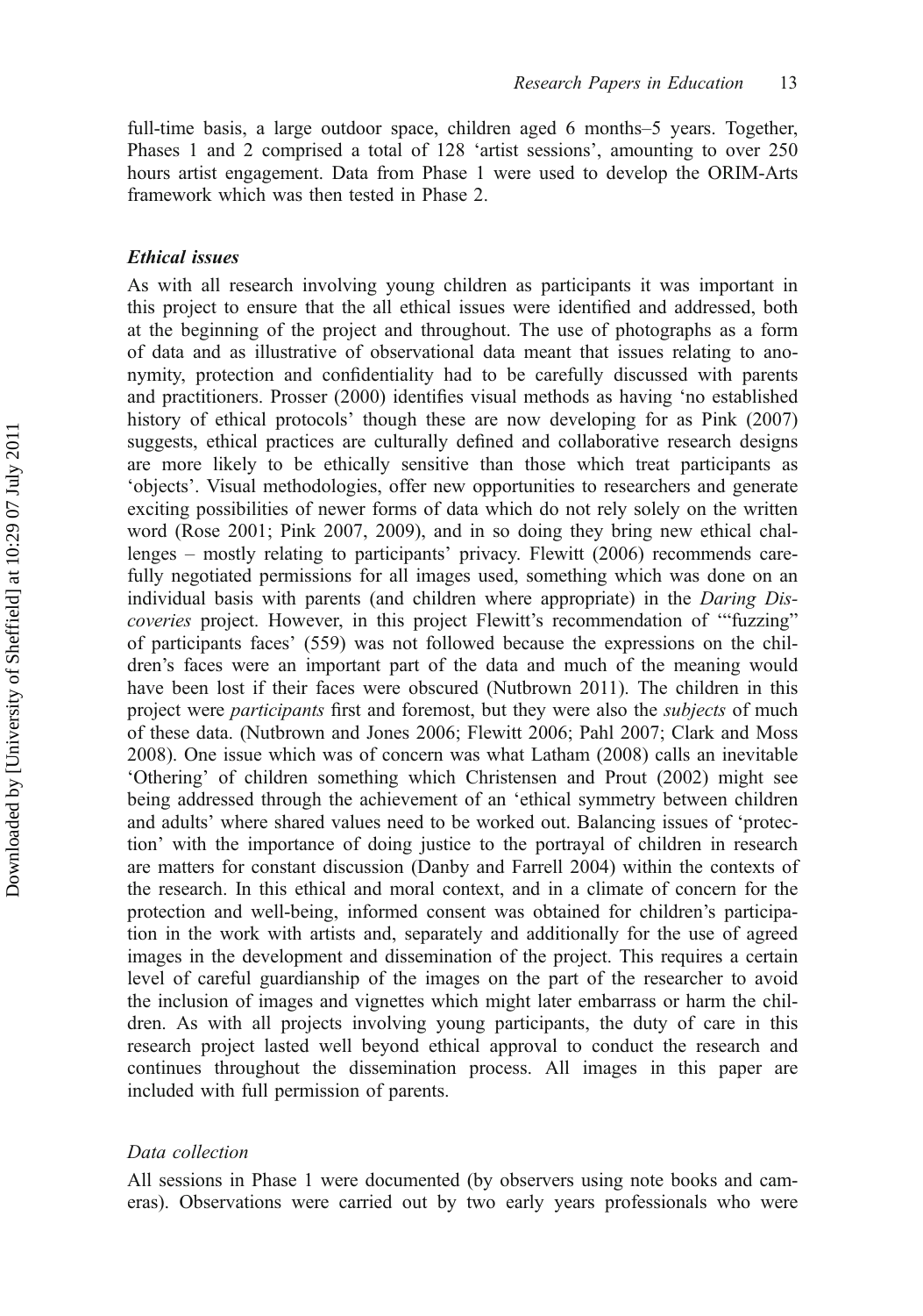full-time basis, a large outdoor space, children aged 6 months–5 years. Together, Phases 1 and 2 comprised a total of 128 'artist sessions', amounting to over 250 hours artist engagement. Data from Phase 1 were used to develop the ORIM-Arts framework which was then tested in Phase 2.

### *Ethical issues*

As with all research involving young children as participants it was important in this project to ensure that the all ethical issues were identified and addressed, both at the beginning of the project and throughout. The use of photographs as a form of data and as illustrative of observational data meant that issues relating to anonymity, protection and confidentiality had to be carefully discussed with parents and practitioners. Prosser (2000) identifies visual methods as having 'no established history of ethical protocols' though these are now developing for as Pink (2007) suggests, ethical practices are culturally defined and collaborative research designs are more likely to be ethically sensitive than those which treat participants as 'objects'. Visual methodologies, offer new opportunities to researchers and generate exciting possibilities of newer forms of data which do not rely solely on the written word (Rose 2001; Pink 2007, 2009), and in so doing they bring new ethical challenges – mostly relating to participants' privacy. Flewitt (2006) recommends carefully negotiated permissions for all images used, something which was done on an individual basis with parents (and children where appropriate) in the *Daring Discoveries* project. However, in this project Flewitt's recommendation of '"fuzzing" of participants faces' (559) was not followed because the expressions on the children's faces were an important part of the data and much of the meaning would have been lost if their faces were obscured (Nutbrown 2011). The children in this project were *participants* first and foremost, but they were also the *subjects* of much of these data. (Nutbrown and Jones 2006; Flewitt 2006; Pahl 2007; Clark and Moss 2008). One issue which was of concern was what Latham (2008) calls an inevitable 'Othering' of children something which Christensen and Prout (2002) might see being addressed through the achievement of an 'ethical symmetry between children and adults' where shared values need to be worked out. Balancing issues of 'protection' with the importance of doing justice to the portrayal of children in research are matters for constant discussion (Danby and Farrell 2004) within the contexts of the research. In this ethical and moral context, and in a climate of concern for the protection and well-being, informed consent was obtained for children's participation in the work with artists and, separately and additionally for the use of agreed images in the development and dissemination of the project. This requires a certain level of careful guardianship of the images on the part of the researcher to avoid the inclusion of images and vignettes which might later embarrass or harm the children. As with all projects involving young participants, the duty of care in this research project lasted well beyond ethical approval to conduct the research and continues throughout the dissemination process. All images in this paper are included with full permission of parents.

#### *Data collection*

All sessions in Phase 1 were documented (by observers using note books and cameras). Observations were carried out by two early years professionals who were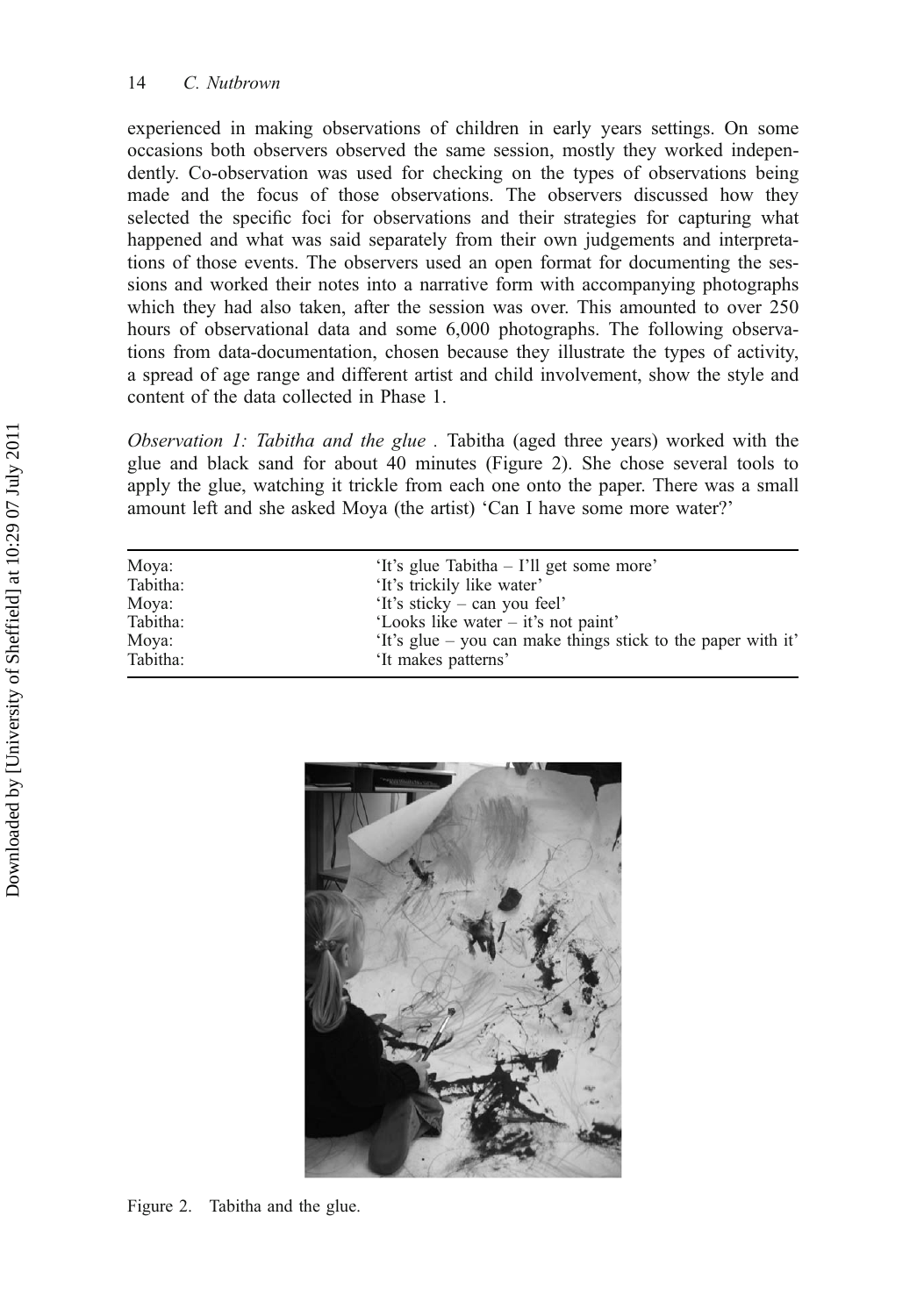experienced in making observations of children in early years settings. On some occasions both observers observed the same session, mostly they worked independently. Co-observation was used for checking on the types of observations being made and the focus of those observations. The observers discussed how they selected the specific foci for observations and their strategies for capturing what happened and what was said separately from their own judgements and interpretations of those events. The observers used an open format for documenting the sessions and worked their notes into a narrative form with accompanying photographs which they had also taken, after the session was over. This amounted to over 250 hours of observational data and some 6,000 photographs. The following observations from data-documentation, chosen because they illustrate the types of activity, a spread of age range and different artist and child involvement, show the style and content of the data collected in Phase 1.

*Observation 1: Tabitha and the glue .* Tabitha (aged three years) worked with the glue and black sand for about 40 minutes (Figure 2). She chose several tools to apply the glue, watching it trickle from each one onto the paper. There was a small amount left and she asked Moya (the artist) 'Can I have some more water?'

| | |
|---|---|
| Moya: | 'It's glue Tabitha – I'll get some more' |
| Tabitha: | 'It's trickily like water' |
| Moya: | 'It's sticky – can you feel' |
| Tabitha: | 'Looks like water – it's not paint' |
| Moya: | 'It's glue – you can make things stick to the paper with it' |
| Tabitha: | 'It makes patterns' |

Figure 2. Tabitha and the glue.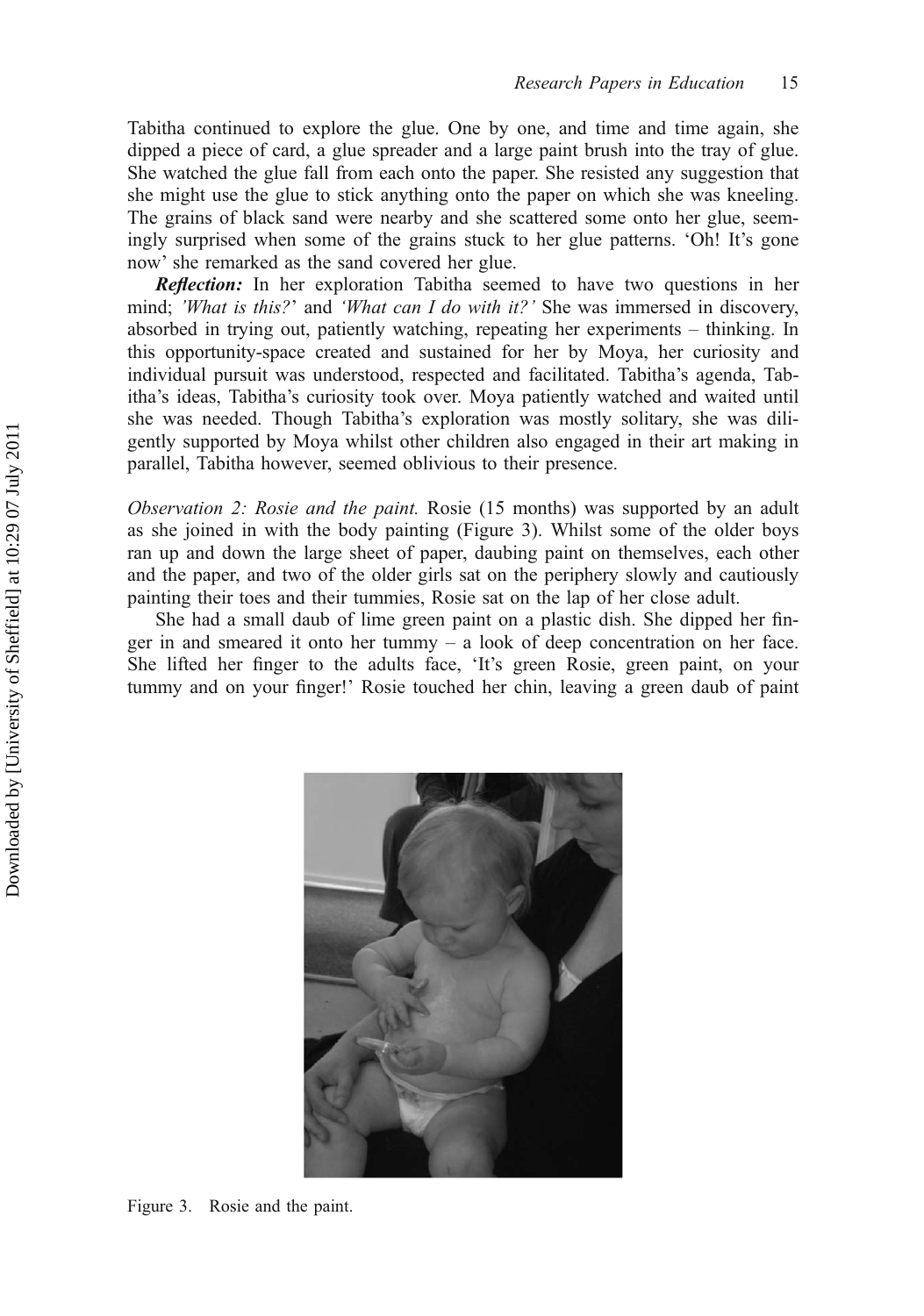Tabitha continued to explore the glue. One by one, and time and time again, she dipped a piece of card, a glue spreader and a large paint brush into the tray of glue. She watched the glue fall from each onto the paper. She resisted any suggestion that she might use the glue to stick anything onto the paper on which she was kneeling. The grains of black sand were nearby and she scattered some onto her glue, seemingly surprised when some of the grains stuck to her glue patterns. 'Oh! It's gone now' she remarked as the sand covered her glue.

***Reflection:*** In her exploration Tabitha seemed to have two questions in her mind; *'What is this?'* and *'What can I do with it?'* She was immersed in discovery, absorbed in trying out, patiently watching, repeating her experiments – thinking. In this opportunity-space created and sustained for her by Moya, her curiosity and individual pursuit was understood, respected and facilitated. Tabitha's agenda, Tabitha's ideas, Tabitha's curiosity took over. Moya patiently watched and waited until she was needed. Though Tabitha's exploration was mostly solitary, she was diligently supported by Moya whilst other children also engaged in their art making in parallel, Tabitha however, seemed oblivious to their presence.

*Observation 2: Rosie and the paint.* Rosie (15 months) was supported by an adult as she joined in with the body painting (Figure 3). Whilst some of the older boys ran up and down the large sheet of paper, daubing paint on themselves, each other and the paper, and two of the older girls sat on the periphery slowly and cautiously painting their toes and their tummies, Rosie sat on the lap of her close adult.

She had a small daub of lime green paint on a plastic dish. She dipped her finger in and smeared it onto her tummy – a look of deep concentration on her face. She lifted her finger to the adults face, 'It's green Rosie, green paint, on your tummy and on your finger!' Rosie touched her chin, leaving a green daub of paint

Figure 3. Rosie and the paint.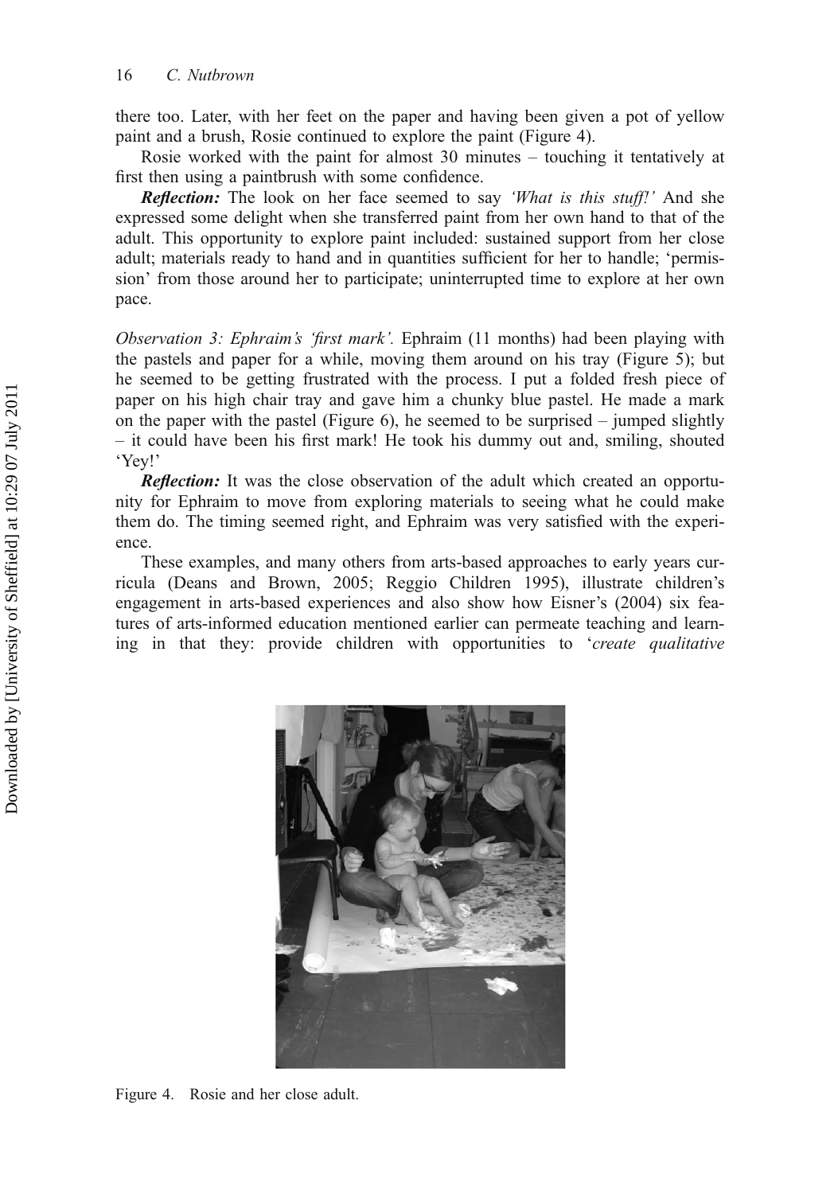there too. Later, with her feet on the paper and having been given a pot of yellow paint and a brush, Rosie continued to explore the paint (Figure 4).

Rosie worked with the paint for almost 30 minutes – touching it tentatively at first then using a paintbrush with some confidence.

***Reflection:*** The look on her face seemed to say *'What is this stuff!'* And she expressed some delight when she transferred paint from her own hand to that of the adult. This opportunity to explore paint included: sustained support from her close adult; materials ready to hand and in quantities sufficient for her to handle; 'permission' from those around her to participate; uninterrupted time to explore at her own pace.

*Observation 3: Ephraim's 'first mark'.* Ephraim (11 months) had been playing with the pastels and paper for a while, moving them around on his tray (Figure 5); but he seemed to be getting frustrated with the process. I put a folded fresh piece of paper on his high chair tray and gave him a chunky blue pastel. He made a mark on the paper with the pastel (Figure 6), he seemed to be surprised – jumped slightly – it could have been his first mark! He took his dummy out and, smiling, shouted 'Yey!'

***Reflection:*** It was the close observation of the adult which created an opportunity for Ephraim to move from exploring materials to seeing what he could make them do. The timing seemed right, and Ephraim was very satisfied with the experience.

These examples, and many others from arts-based approaches to early years curricula (Deans and Brown, 2005; Reggio Children 1995), illustrate children's engagement in arts-based experiences and also show how Eisner's (2004) six features of arts-informed education mentioned earlier can permeate teaching and learning in that they: provide children with opportunities to '*create qualitative*

Figure 4. Rosie and her close adult.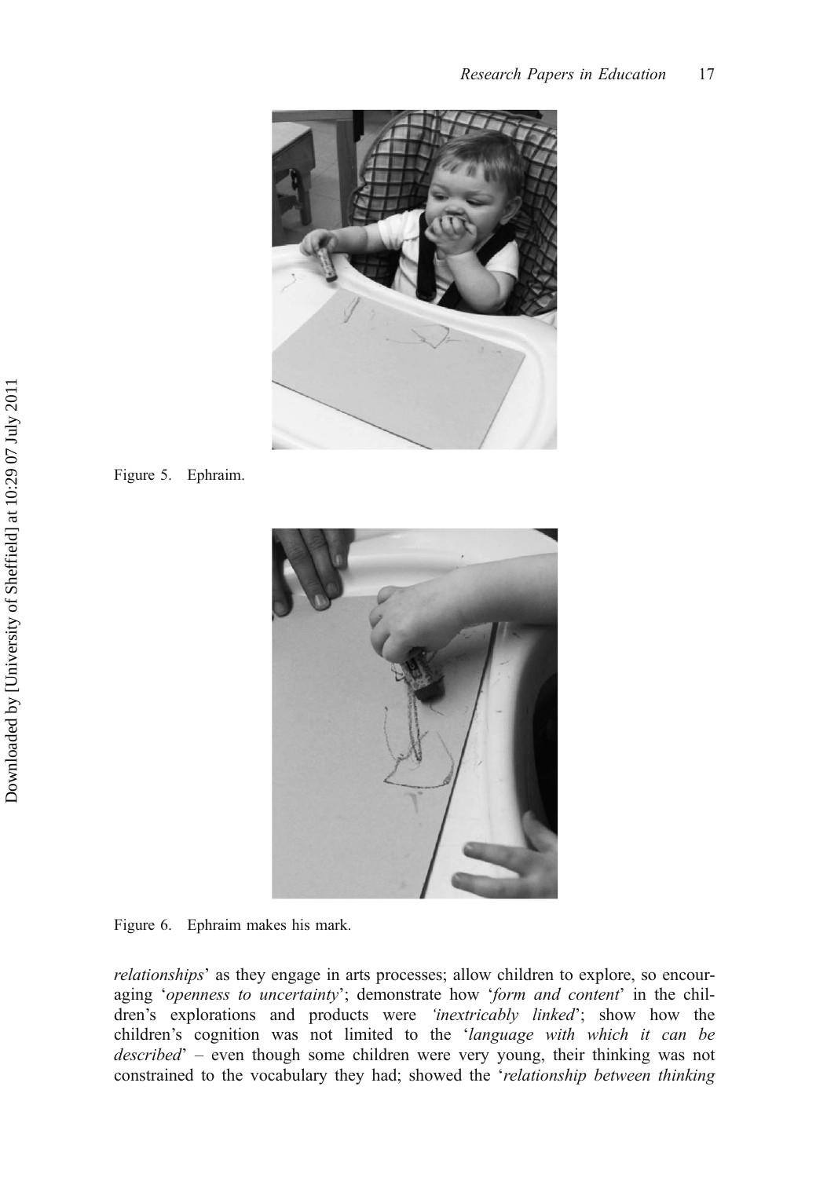Figure 5. Ephraim.

Figure 6. Ephraim makes his mark.

*relationships*' as they engage in arts processes; allow children to explore, so encouraging '*openness to uncertainty*'; demonstrate how '*form and content*' in the children's explorations and products were *'inextricably linked*'; show how the children's cognition was not limited to the '*language with which it can be described*' – even though some children were very young, their thinking was not constrained to the vocabulary they had; showed the '*relationship between thinking*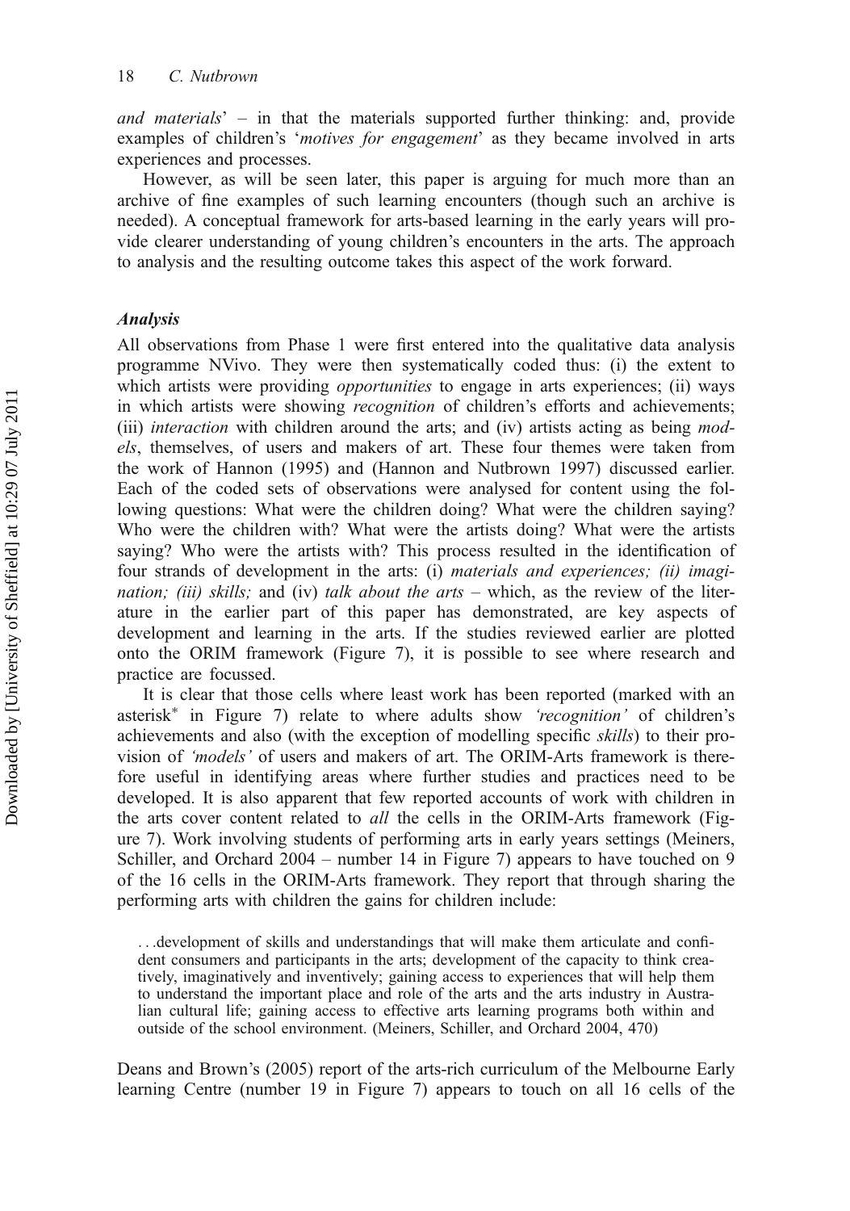*and materials*' – in that the materials supported further thinking: and, provide examples of children's '*motives for engagement*' as they became involved in arts experiences and processes.

However, as will be seen later, this paper is arguing for much more than an archive of fine examples of such learning encounters (though such an archive is needed). A conceptual framework for arts-based learning in the early years will provide clearer understanding of young children's encounters in the arts. The approach to analysis and the resulting outcome takes this aspect of the work forward.

### *Analysis*

All observations from Phase 1 were first entered into the qualitative data analysis programme NVivo. They were then systematically coded thus: (i) the extent to which artists were providing *opportunities* to engage in arts experiences; (ii) ways in which artists were showing *recognition* of children's efforts and achievements; (iii) *interaction* with children around the arts; and (iv) artists acting as being *models*, themselves, of users and makers of art. These four themes were taken from the work of Hannon (1995) and (Hannon and Nutbrown 1997) discussed earlier. Each of the coded sets of observations were analysed for content using the following questions: What were the children doing? What were the children saying? Who were the children with? What were the artists doing? What were the artists saying? Who were the artists with? This process resulted in the identification of four strands of development in the arts: (i) *materials and experiences; (ii) imagination; (iii) skills;* and (iv) *talk about the arts* – which, as the review of the literature in the earlier part of this paper has demonstrated, are key aspects of development and learning in the arts. If the studies reviewed earlier are plotted onto the ORIM framework (Figure 7), it is possible to see where research and practice are focussed.

It is clear that those cells where least work has been reported (marked with an asterisk* in Figure 7) relate to where adults show *'recognition'* of children's achievements and also (with the exception of modelling specific *skills*) to their provision of *'models'* of users and makers of art. The ORIM-Arts framework is therefore useful in identifying areas where further studies and practices need to be developed. It is also apparent that few reported accounts of work with children in the arts cover content related to *all* the cells in the ORIM-Arts framework (Figure 7). Work involving students of performing arts in early years settings (Meiners, Schiller, and Orchard 2004 – number 14 in Figure 7) appears to have touched on 9 of the 16 cells in the ORIM-Arts framework. They report that through sharing the performing arts with children the gains for children include:

> …development of skills and understandings that will make them articulate and confident consumers and participants in the arts; development of the capacity to think creatively, imaginatively and inventively; gaining access to experiences that will help them to understand the important place and role of the arts and the arts industry in Australian cultural life; gaining access to effective arts learning programs both within and outside of the school environment. (Meiners, Schiller, and Orchard 2004, 470)

Deans and Brown's (2005) report of the arts-rich curriculum of the Melbourne Early learning Centre (number 19 in Figure 7) appears to touch on all 16 cells of the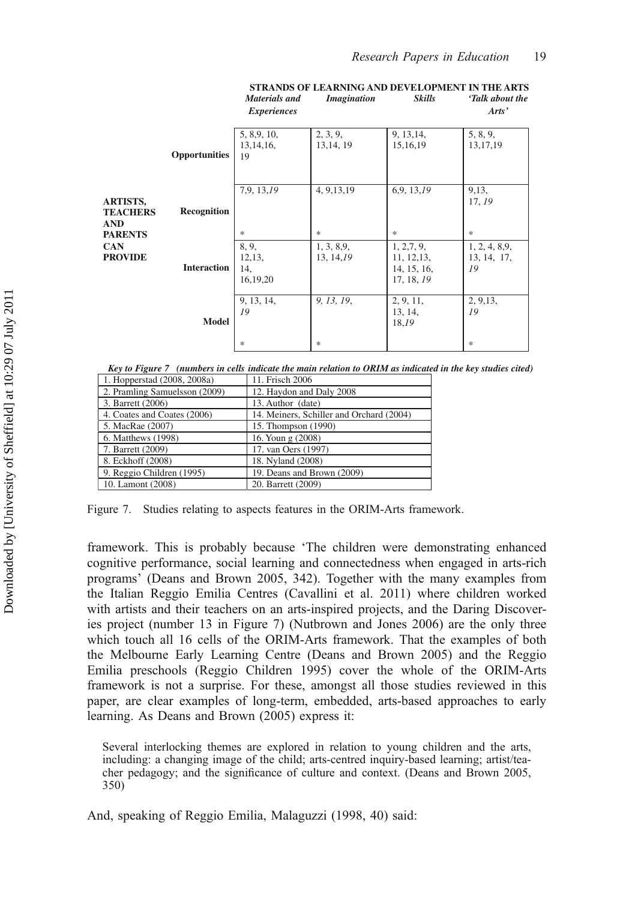| | | STRANDS OF LEARNING AND DEVELOPMENT IN THE ARTS | | | |
|---|---|---|---|---|---|
| | | *Materials and Experiences* | *Imagination* | *Skills* | *'Talk about the Arts'* |
| **ARTISTS, TEACHERS AND PARENTS CAN PROVIDE** | **Opportunities** | 5, 8,9, 10, 13,14,16, 19 | 2, 3, 9, 13,14, 19 | 9, 13,14, 15,16,19 | 5, 8, 9, 13,17,19 |
| | **Recognition** | 7,9, 13,*19* * | 4, 9,13,19 * | 6,9, 13,*19* * | 9,13, 17, *19* * |
| | **Interaction** | 8, 9, 12,13, 14, 16,19,20 | 1, 3, 8,9, 13, 14,*19* | 1, 2,7, 9, 11, 12,13, 14, 15, 16, 17, 18, *19* | 1, 2, 4, 8,9, 13, 14, 17, *19* |
| | **Model** | 9, 13, 14, *19* * | *9, 13, 19*, * | 2, 9, 11, 13, 14, 18,*19* | 2, 9,13, *19* * |

***Key to Figure 7** (numbers in cells indicate the main relation to ORIM as indicated in the key studies cited)*

| | |
|---|---|
| 1. Hopperstad (2008, 2008a) | 11. Frisch 2006 |
| 2. Pramling Samuelsson (2009) | 12. Haydon and Daly 2008 |
| 3. Barrett (2006) | 13. Author (date) |
| 4. Coates and Coates (2006) | 14. Meiners, Schiller and Orchard (2004) |
| 5. MacRae (2007) | 15. Thompson (1990) |
| 6. Matthews (1998) | 16. Youn g (2008) |
| 7. Barrett (2009) | 17. van Oers (1997) |
| 8. Eckhoff (2008) | 18. Nyland (2008) |
| 9. Reggio Children (1995) | 19. Deans and Brown (2009) |
| 10. Lamont (2008) | 20. Barrett (2009) |

Figure 7. Studies relating to aspects features in the ORIM-Arts framework.

framework. This is probably because 'The children were demonstrating enhanced cognitive performance, social learning and connectedness when engaged in arts-rich programs' (Deans and Brown 2005, 342). Together with the many examples from the Italian Reggio Emilia Centres (Cavallini et al. 2011) where children worked with artists and their teachers on an arts-inspired projects, and the Daring Discoveries project (number 13 in Figure 7) (Nutbrown and Jones 2006) are the only three which touch all 16 cells of the ORIM-Arts framework. That the examples of both the Melbourne Early Learning Centre (Deans and Brown 2005) and the Reggio Emilia preschools (Reggio Children 1995) cover the whole of the ORIM-Arts framework is not a surprise. For these, amongst all those studies reviewed in this paper, are clear examples of long-term, embedded, arts-based approaches to early learning. As Deans and Brown (2005) express it:

> Several interlocking themes are explored in relation to young children and the arts, including: a changing image of the child; arts-centred inquiry-based learning; artist/teacher pedagogy; and the significance of culture and context. (Deans and Brown 2005, 350)

And, speaking of Reggio Emilia, Malaguzzi (1998, 40) said: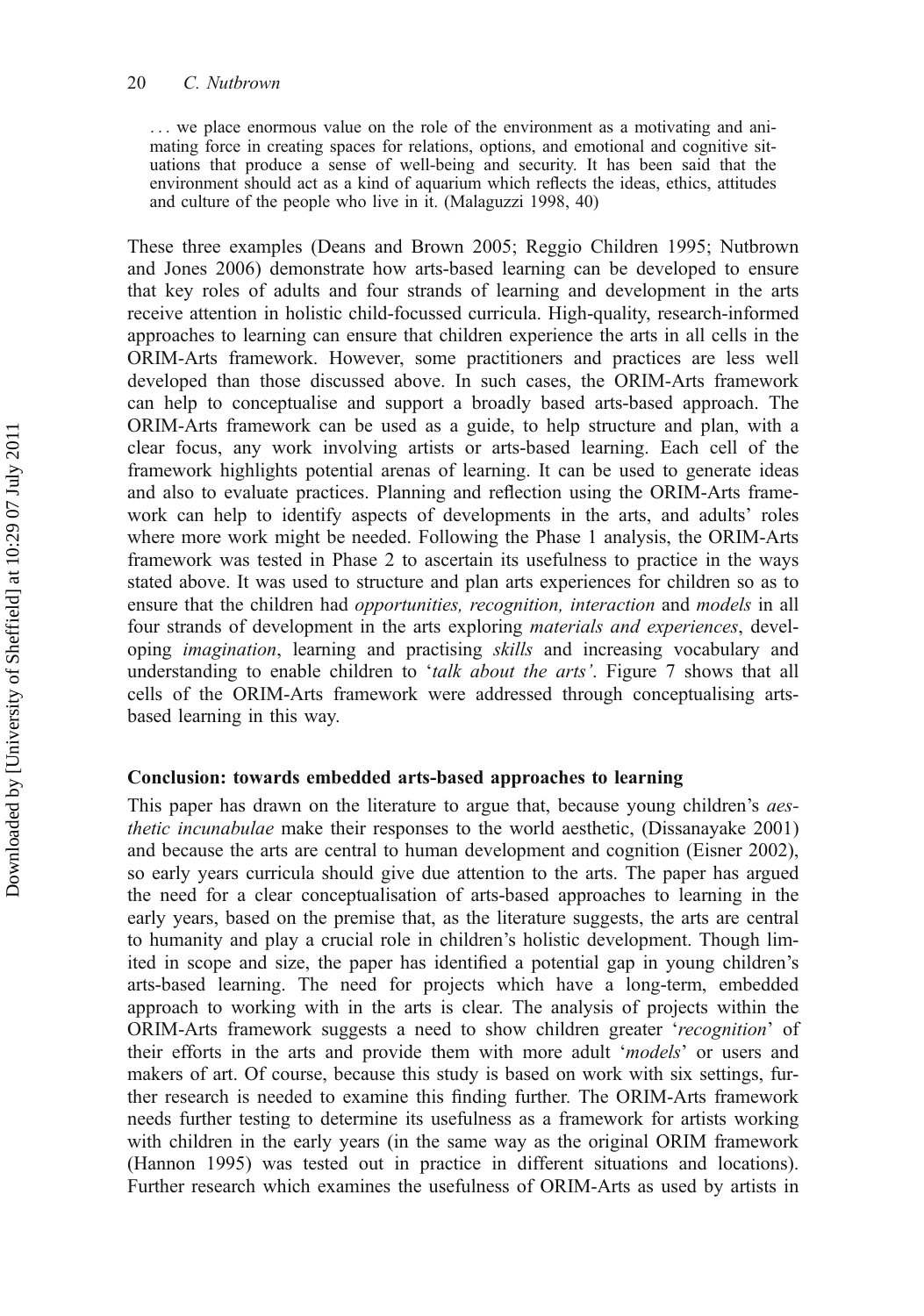. . . we place enormous value on the role of the environment as a motivating and animating force in creating spaces for relations, options, and emotional and cognitive situations that produce a sense of well-being and security. It has been said that the environment should act as a kind of aquarium which reflects the ideas, ethics, attitudes and culture of the people who live in it. (Malaguzzi 1998, 40)

These three examples (Deans and Brown 2005; Reggio Children 1995; Nutbrown and Jones 2006) demonstrate how arts-based learning can be developed to ensure that key roles of adults and four strands of learning and development in the arts receive attention in holistic child-focussed curricula. High-quality, research-informed approaches to learning can ensure that children experience the arts in all cells in the ORIM-Arts framework. However, some practitioners and practices are less well developed than those discussed above. In such cases, the ORIM-Arts framework can help to conceptualise and support a broadly based arts-based approach. The ORIM-Arts framework can be used as a guide, to help structure and plan, with a clear focus, any work involving artists or arts-based learning. Each cell of the framework highlights potential arenas of learning. It can be used to generate ideas and also to evaluate practices. Planning and reflection using the ORIM-Arts framework can help to identify aspects of developments in the arts, and adults' roles where more work might be needed. Following the Phase 1 analysis, the ORIM-Arts framework was tested in Phase 2 to ascertain its usefulness to practice in the ways stated above. It was used to structure and plan arts experiences for children so as to ensure that the children had *opportunities, recognition, interaction* and *models* in all four strands of development in the arts exploring *materials and experiences*, developing *imagination*, learning and practising *skills* and increasing vocabulary and understanding to enable children to '*talk about the arts*'. Figure 7 shows that all cells of the ORIM-Arts framework were addressed through conceptualising arts-based learning in this way.

## Conclusion: towards embedded arts-based approaches to learning

This paper has drawn on the literature to argue that, because young children's *aesthetic incunabulae* make their responses to the world aesthetic, (Dissanayake 2001) and because the arts are central to human development and cognition (Eisner 2002), so early years curricula should give due attention to the arts. The paper has argued the need for a clear conceptualisation of arts-based approaches to learning in the early years, based on the premise that, as the literature suggests, the arts are central to humanity and play a crucial role in children's holistic development. Though limited in scope and size, the paper has identified a potential gap in young children's arts-based learning. The need for projects which have a long-term, embedded approach to working with in the arts is clear. The analysis of projects within the ORIM-Arts framework suggests a need to show children greater '*recognition*' of their efforts in the arts and provide them with more adult '*models*' or users and makers of art. Of course, because this study is based on work with six settings, further research is needed to examine this finding further. The ORIM-Arts framework needs further testing to determine its usefulness as a framework for artists working with children in the early years (in the same way as the original ORIM framework (Hannon 1995) was tested out in practice in different situations and locations). Further research which examines the usefulness of ORIM-Arts as used by artists in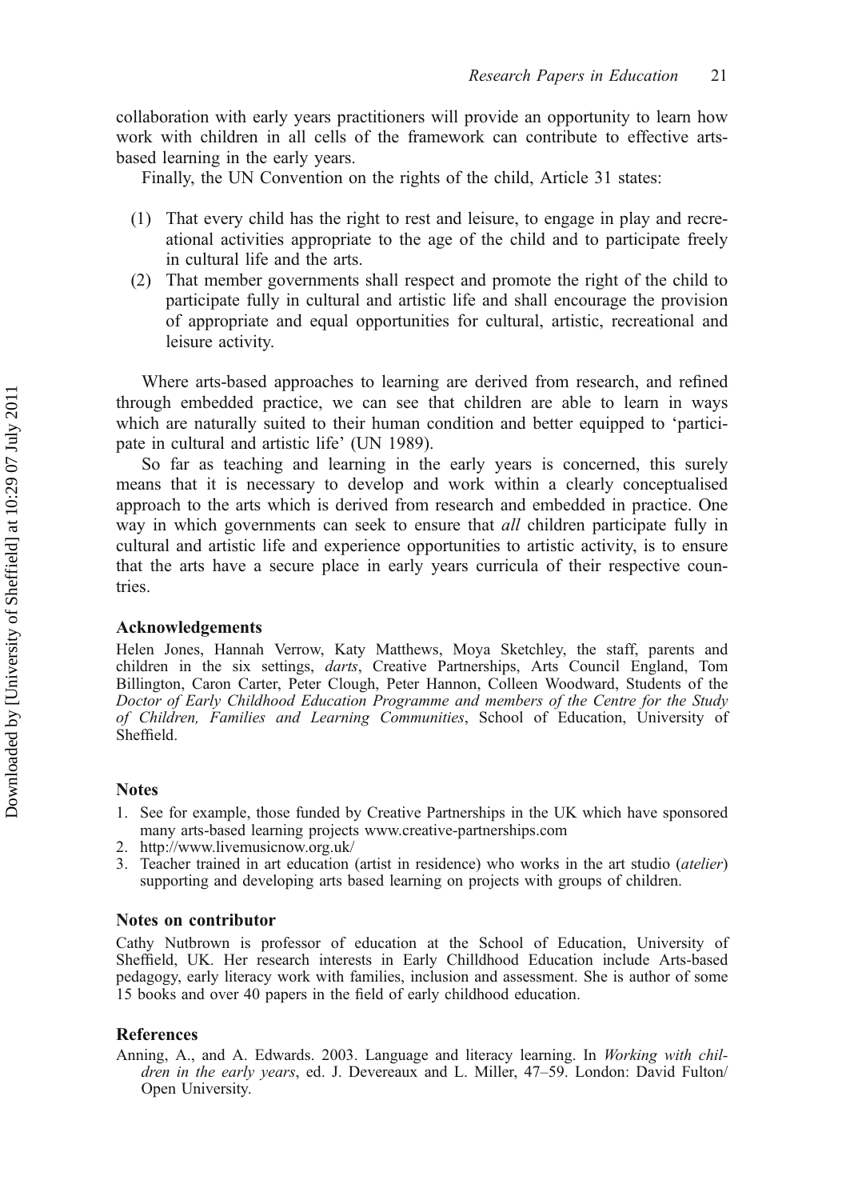collaboration with early years practitioners will provide an opportunity to learn how work with children in all cells of the framework can contribute to effective arts-based learning in the early years.

Finally, the UN Convention on the rights of the child, Article 31 states:

(1) That every child has the right to rest and leisure, to engage in play and recreational activities appropriate to the age of the child and to participate freely in cultural life and the arts.
(2) That member governments shall respect and promote the right of the child to participate fully in cultural and artistic life and shall encourage the provision of appropriate and equal opportunities for cultural, artistic, recreational and leisure activity.

Where arts-based approaches to learning are derived from research, and refined through embedded practice, we can see that children are able to learn in ways which are naturally suited to their human condition and better equipped to 'participate in cultural and artistic life' (UN 1989).

So far as teaching and learning in the early years is concerned, this surely means that it is necessary to develop and work within a clearly conceptualised approach to the arts which is derived from research and embedded in practice. One way in which governments can seek to ensure that *all* children participate fully in cultural and artistic life and experience opportunities to artistic activity, is to ensure that the arts have a secure place in early years curricula of their respective countries.

## Acknowledgements

Helen Jones, Hannah Verrow, Katy Matthews, Moya Sketchley, the staff, parents and children in the six settings, *darts*, Creative Partnerships, Arts Council England, Tom Billington, Caron Carter, Peter Clough, Peter Hannon, Colleen Woodward, Students of the *Doctor of Early Childhood Education Programme and members of the Centre for the Study of Children, Families and Learning Communities*, School of Education, University of Sheffield.

## Notes

1. See for example, those funded by Creative Partnerships in the UK which have sponsored many arts-based learning projects www.creative-partnerships.com
2. http://www.livemusicnow.org.uk/
3. Teacher trained in art education (artist in residence) who works in the art studio (*atelier*) supporting and developing arts based learning on projects with groups of children.

## Notes on contributor

Cathy Nutbrown is professor of education at the School of Education, University of Sheffield, UK. Her research interests in Early Chilldhood Education include Arts-based pedagogy, early literacy work with families, inclusion and assessment. She is author of some 15 books and over 40 papers in the field of early childhood education.

## References

Anning, A., and A. Edwards. 2003. Language and literacy learning. In *Working with children in the early years*, ed. J. Devereaux and L. Miller, 47–59. London: David Fulton/Open University.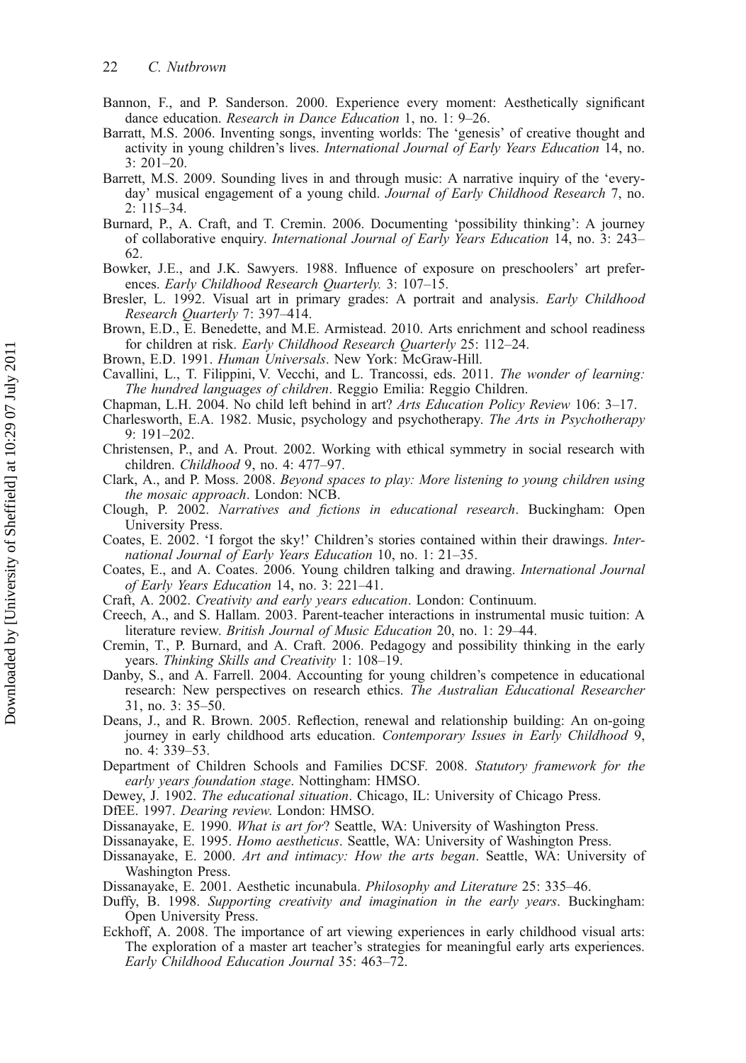Bannon, F., and P. Sanderson. 2000. Experience every moment: Aesthetically significant dance education. *Research in Dance Education* 1, no. 1: 9–26.

Barratt, M.S. 2006. Inventing songs, inventing worlds: The 'genesis' of creative thought and activity in young children's lives. *International Journal of Early Years Education* 14, no. 3: 201–20.

Barrett, M.S. 2009. Sounding lives in and through music: A narrative inquiry of the 'everyday' musical engagement of a young child. *Journal of Early Childhood Research* 7, no. 2: 115–34.

Burnard, P., A. Craft, and T. Cremin. 2006. Documenting 'possibility thinking': A journey of collaborative enquiry. *International Journal of Early Years Education* 14, no. 3: 243–62.

Bowker, J.E., and J.K. Sawyers. 1988. Influence of exposure on preschoolers' art preferences. *Early Childhood Research Quarterly.* 3: 107–15.

Bresler, L. 1992. Visual art in primary grades: A portrait and analysis. *Early Childhood Research Quarterly* 7: 397–414.

Brown, E.D., E. Benedette, and M.E. Armistead. 2010. Arts enrichment and school readiness for children at risk. *Early Childhood Research Quarterly* 25: 112–24.

Brown, E.D. 1991. *Human Universals*. New York: McGraw-Hill.

Cavallini, L., T. Filippini, V. Vecchi, and L. Trancossi, eds. 2011. *The wonder of learning: The hundred languages of children*. Reggio Emilia: Reggio Children.

Chapman, L.H. 2004. No child left behind in art? *Arts Education Policy Review* 106: 3–17.

Charlesworth, E.A. 1982. Music, psychology and psychotherapy. *The Arts in Psychotherapy* 9: 191–202.

Christensen, P., and A. Prout. 2002. Working with ethical symmetry in social research with children. *Childhood* 9, no. 4: 477–97.

Clark, A., and P. Moss. 2008. *Beyond spaces to play: More listening to young children using the mosaic approach*. London: NCB.

Clough, P. 2002. *Narratives and fictions in educational research*. Buckingham: Open University Press.

Coates, E. 2002. 'I forgot the sky!' Children's stories contained within their drawings. *International Journal of Early Years Education* 10, no. 1: 21–35.

Coates, E., and A. Coates. 2006. Young children talking and drawing. *International Journal of Early Years Education* 14, no. 3: 221–41.

Craft, A. 2002. *Creativity and early years education*. London: Continuum.

Creech, A., and S. Hallam. 2003. Parent-teacher interactions in instrumental music tuition: A literature review. *British Journal of Music Education* 20, no. 1: 29–44.

Cremin, T., P. Burnard, and A. Craft. 2006. Pedagogy and possibility thinking in the early years. *Thinking Skills and Creativity* 1: 108–19.

Danby, S., and A. Farrell. 2004. Accounting for young children's competence in educational research: New perspectives on research ethics. *The Australian Educational Researcher* 31, no. 3: 35–50.

Deans, J., and R. Brown. 2005. Reflection, renewal and relationship building: An on-going journey in early childhood arts education. *Contemporary Issues in Early Childhood* 9, no. 4: 339–53.

Department of Children Schools and Families DCSF. 2008. *Statutory framework for the early years foundation stage*. Nottingham: HMSO.

Dewey, J. 1902. *The educational situation*. Chicago, IL: University of Chicago Press.

DfEE. 1997. *Dearing review*. London: HMSO.

Dissanayake, E. 1990. *What is art for*? Seattle, WA: University of Washington Press.

Dissanayake, E. 1995. *Homo aestheticus*. Seattle, WA: University of Washington Press.

Dissanayake, E. 2000. *Art and intimacy: How the arts began*. Seattle, WA: University of Washington Press.

Dissanayake, E. 2001. Aesthetic incunabula. *Philosophy and Literature* 25: 335–46.

Duffy, B. 1998. *Supporting creativity and imagination in the early years*. Buckingham: Open University Press.

Eckhoff, A. 2008. The importance of art viewing experiences in early childhood visual arts: The exploration of a master art teacher's strategies for meaningful early arts experiences. *Early Childhood Education Journal* 35: 463–72.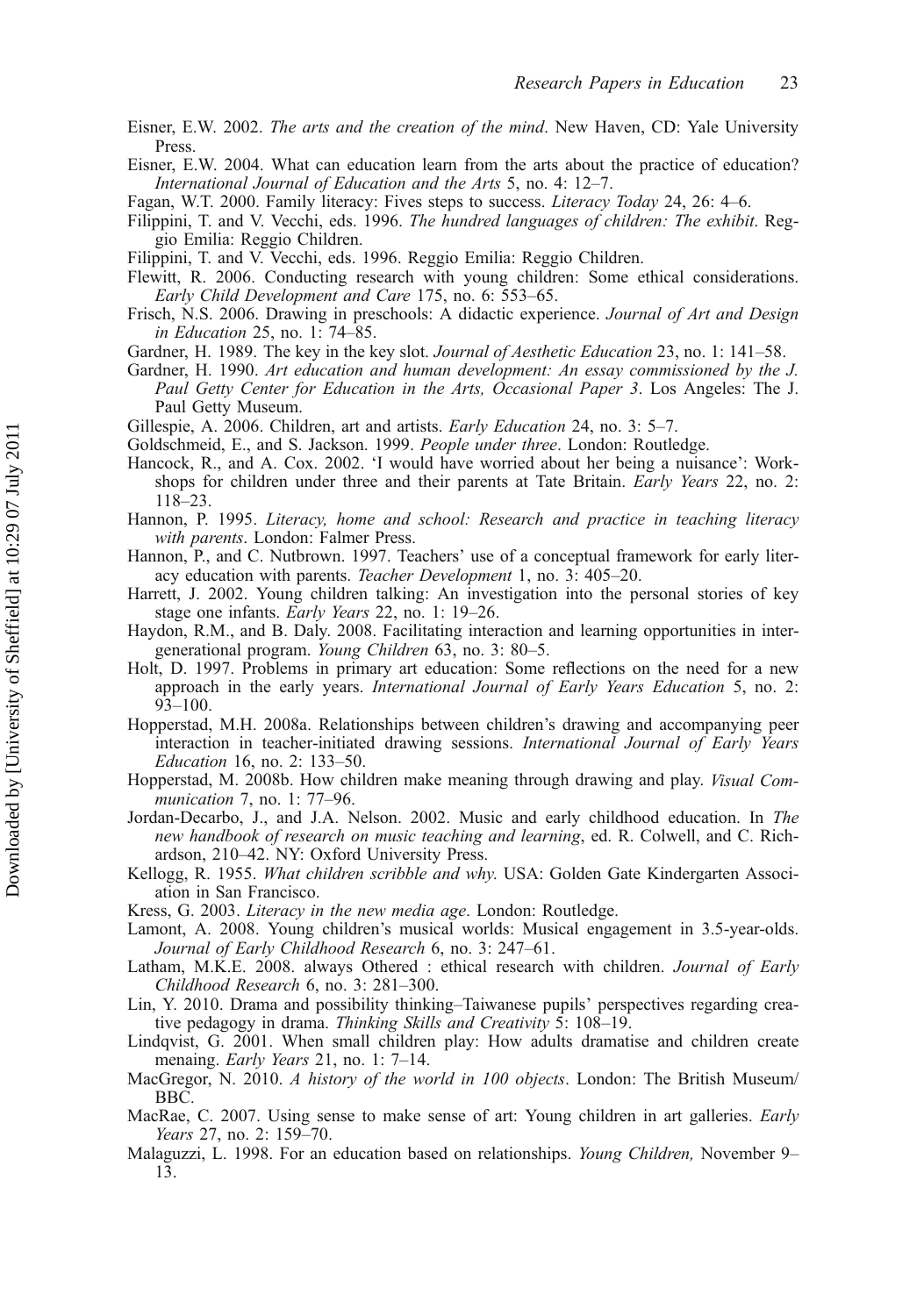Eisner, E.W. 2002. *The arts and the creation of the mind*. New Haven, CD: Yale University Press.

Eisner, E.W. 2004. What can education learn from the arts about the practice of education? *International Journal of Education and the Arts* 5, no. 4: 12–7.

Fagan, W.T. 2000. Family literacy: Fives steps to success. *Literacy Today* 24, 26: 4–6.

Filippini, T. and V. Vecchi, eds. 1996. *The hundred languages of children: The exhibit*. Reggio Emilia: Reggio Children.

Filippini, T. and V. Vecchi, eds. 1996. Reggio Emilia: Reggio Children.

Flewitt, R. 2006. Conducting research with young children: Some ethical considerations. *Early Child Development and Care* 175, no. 6: 553–65.

Frisch, N.S. 2006. Drawing in preschools: A didactic experience. *Journal of Art and Design in Education* 25, no. 1: 74–85.

Gardner, H. 1989. The key in the key slot. *Journal of Aesthetic Education* 23, no. 1: 141–58.

Gardner, H. 1990. *Art education and human development: An essay commissioned by the J. Paul Getty Center for Education in the Arts, Occasional Paper 3*. Los Angeles: The J. Paul Getty Museum.

Gillespie, A. 2006. Children, art and artists. *Early Education* 24, no. 3: 5–7.

Goldschmeid, E., and S. Jackson. 1999. *People under three*. London: Routledge.

Hancock, R., and A. Cox. 2002. 'I would have worried about her being a nuisance': Workshops for children under three and their parents at Tate Britain. *Early Years* 22, no. 2: 118–23.

Hannon, P. 1995. *Literacy, home and school: Research and practice in teaching literacy with parents*. London: Falmer Press.

Hannon, P., and C. Nutbrown. 1997. Teachers' use of a conceptual framework for early literacy education with parents. *Teacher Development* 1, no. 3: 405–20.

Harrett, J. 2002. Young children talking: An investigation into the personal stories of key stage one infants. *Early Years* 22, no. 1: 19–26.

Haydon, R.M., and B. Daly. 2008. Facilitating interaction and learning opportunities in intergenerational program. *Young Children* 63, no. 3: 80–5.

Holt, D. 1997. Problems in primary art education: Some reflections on the need for a new approach in the early years. *International Journal of Early Years Education* 5, no. 2: 93–100.

Hopperstad, M.H. 2008a. Relationships between children's drawing and accompanying peer interaction in teacher-initiated drawing sessions. *International Journal of Early Years Education* 16, no. 2: 133–50.

Hopperstad, M. 2008b. How children make meaning through drawing and play. *Visual Communication* 7, no. 1: 77–96.

Jordan-Decarbo, J., and J.A. Nelson. 2002. Music and early childhood education. In *The new handbook of research on music teaching and learning*, ed. R. Colwell, and C. Richardson, 210–42. NY: Oxford University Press.

Kellogg, R. 1955. *What children scribble and why*. USA: Golden Gate Kindergarten Association in San Francisco.

Kress, G. 2003. *Literacy in the new media age*. London: Routledge.

Lamont, A. 2008. Young children's musical worlds: Musical engagement in 3.5-year-olds. *Journal of Early Childhood Research* 6, no. 3: 247–61.

Latham, M.K.E. 2008. always Othered : ethical research with children. *Journal of Early Childhood Research* 6, no. 3: 281–300.

Lin, Y. 2010. Drama and possibility thinking–Taiwanese pupils' perspectives regarding creative pedagogy in drama. *Thinking Skills and Creativity* 5: 108–19.

Lindqvist, G. 2001. When small children play: How adults dramatise and children create menaing. *Early Years* 21, no. 1: 7–14.

MacGregor, N. 2010. *A history of the world in 100 objects*. London: The British Museum/ BBC.

MacRae, C. 2007. Using sense to make sense of art: Young children in art galleries. *Early Years* 27, no. 2: 159–70.

Malaguzzi, L. 1998. For an education based on relationships. *Young Children,* November 9–13.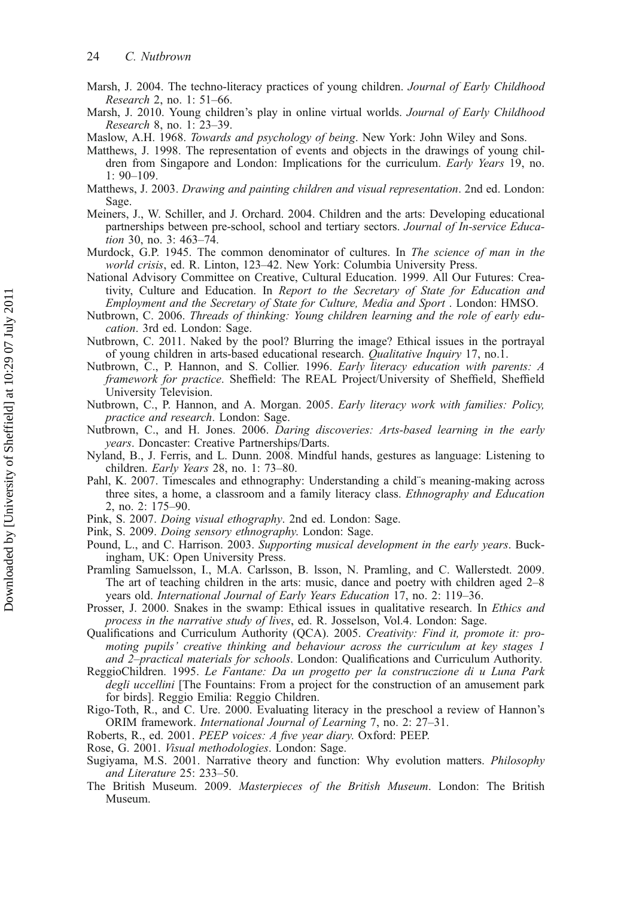Marsh, J. 2004. The techno-literacy practices of young children. *Journal of Early Childhood Research* 2, no. 1: 51–66.

Marsh, J. 2010. Young children's play in online virtual worlds. *Journal of Early Childhood Research* 8, no. 1: 23–39.

Maslow, A.H. 1968. *Towards and psychology of being*. New York: John Wiley and Sons.

Matthews, J. 1998. The representation of events and objects in the drawings of young children from Singapore and London: Implications for the curriculum. *Early Years* 19, no. 1: 90–109.

Matthews, J. 2003. *Drawing and painting children and visual representation*. 2nd ed. London: Sage.

Meiners, J., W. Schiller, and J. Orchard. 2004. Children and the arts: Developing educational partnerships between pre-school, school and tertiary sectors. *Journal of In-service Education* 30, no. 3: 463–74.

Murdock, G.P. 1945. The common denominator of cultures. In *The science of man in the world crisis*, ed. R. Linton, 123–42. New York: Columbia University Press.

National Advisory Committee on Creative, Cultural Education. 1999. All Our Futures: Creativity, Culture and Education. In *Report to the Secretary of State for Education and Employment and the Secretary of State for Culture, Media and Sport* . London: HMSO.

Nutbrown, C. 2006. *Threads of thinking: Young children learning and the role of early education*. 3rd ed. London: Sage.

Nutbrown, C. 2011. Naked by the pool? Blurring the image? Ethical issues in the portrayal of young children in arts-based educational research. *Qualitative Inquiry* 17, no.1.

Nutbrown, C., P. Hannon, and S. Collier. 1996. *Early literacy education with parents: A framework for practice*. Sheffield: The REAL Project/University of Sheffield, Sheffield University Television.

Nutbrown, C., P. Hannon, and A. Morgan. 2005. *Early literacy work with families: Policy, practice and research*. London: Sage.

Nutbrown, C., and H. Jones. 2006. *Daring discoveries: Arts-based learning in the early years*. Doncaster: Creative Partnerships/Darts.

Nyland, B., J. Ferris, and L. Dunn. 2008. Mindful hands, gestures as language: Listening to children. *Early Years* 28, no. 1: 73–80.

Pahl, K. 2007. Timescales and ethnography: Understanding a child¨s meaning-making across three sites, a home, a classroom and a family literacy class. *Ethnography and Education* 2, no. 2: 175–90.

Pink, S. 2007. *Doing visual ethography*. 2nd ed. London: Sage.

Pink, S. 2009. *Doing sensory ethnography.* London: Sage.

Pound, L., and C. Harrison. 2003. *Supporting musical development in the early years*. Buckingham, UK: Open University Press.

Pramling Samuelsson, I., M.A. Carlsson, B. lsson, N. Pramling, and C. Wallerstedt. 2009. The art of teaching children in the arts: music, dance and poetry with children aged 2–8 years old. *International Journal of Early Years Education* 17, no. 2: 119–36.

Prosser, J. 2000. Snakes in the swamp: Ethical issues in qualitative research. In *Ethics and process in the narrative study of lives*, ed. R. Josselson, Vol.4. London: Sage.

Qualifications and Curriculum Authority (QCA). 2005. *Creativity: Find it, promote it: promoting pupils' creative thinking and behaviour across the curriculum at key stages 1 and 2–practical materials for schools*. London: Qualifications and Curriculum Authority.

ReggioChildren. 1995. *Le Fantane: Da un progetto per la construczione di u Luna Park degli uccellini* [The Fountains: From a project for the construction of an amusement park for birds]. Reggio Emilia: Reggio Children.

Rigo-Toth, R., and C. Ure. 2000. Evaluating literacy in the preschool a review of Hannon's ORIM framework. *International Journal of Learning* 7, no. 2: 27–31.

Roberts, R., ed. 2001. *PEEP voices: A five year diary*. Oxford: PEEP.

Rose, G. 2001. *Visual methodologies*. London: Sage.

Sugiyama, M.S. 2001. Narrative theory and function: Why evolution matters. *Philosophy and Literature* 25: 233–50.

The British Museum. 2009. *Masterpieces of the British Museum*. London: The British Museum.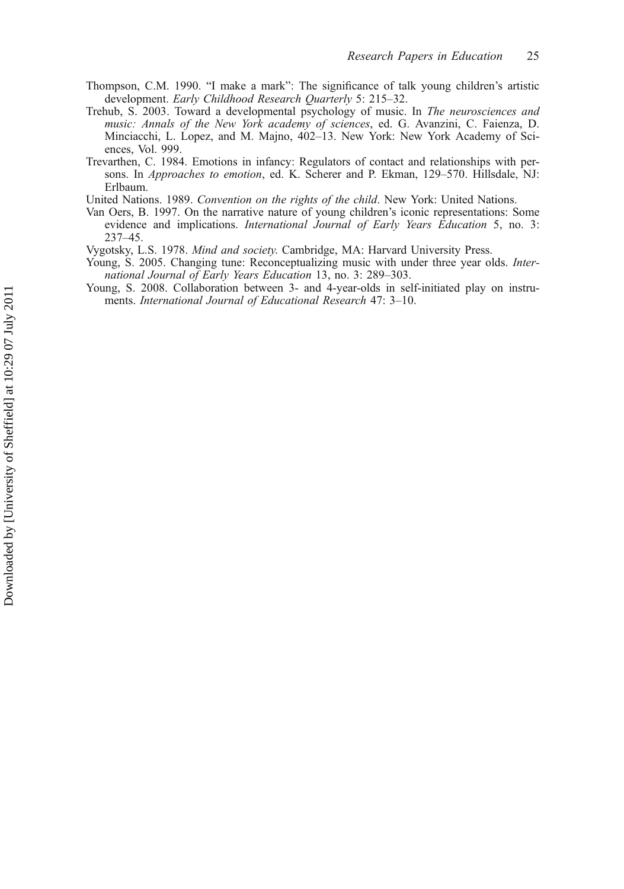Thompson, C.M. 1990. "I make a mark": The significance of talk young children's artistic development. *Early Childhood Research Quarterly* 5: 215–32.

Trehub, S. 2003. Toward a developmental psychology of music. In *The neurosciences and music: Annals of the New York academy of sciences*, ed. G. Avanzini, C. Faienza, D. Minciacchi, L. Lopez, and M. Majno, 402–13. New York: New York Academy of Sciences, Vol. 999.

Trevarthen, C. 1984. Emotions in infancy: Regulators of contact and relationships with persons. In *Approaches to emotion*, ed. K. Scherer and P. Ekman, 129–570. Hillsdale, NJ: Erlbaum.

United Nations. 1989. *Convention on the rights of the child*. New York: United Nations.

Van Oers, B. 1997. On the narrative nature of young children's iconic representations: Some evidence and implications. *International Journal of Early Years Education* 5, no. 3: 237–45.

Vygotsky, L.S. 1978. *Mind and society*. Cambridge, MA: Harvard University Press.

Young, S. 2005. Changing tune: Reconceptualizing music with under three year olds. *International Journal of Early Years Education* 13, no. 3: 289–303.

Young, S. 2008. Collaboration between 3- and 4-year-olds in self-initiated play on instruments. *International Journal of Educational Research* 47: 3–10.